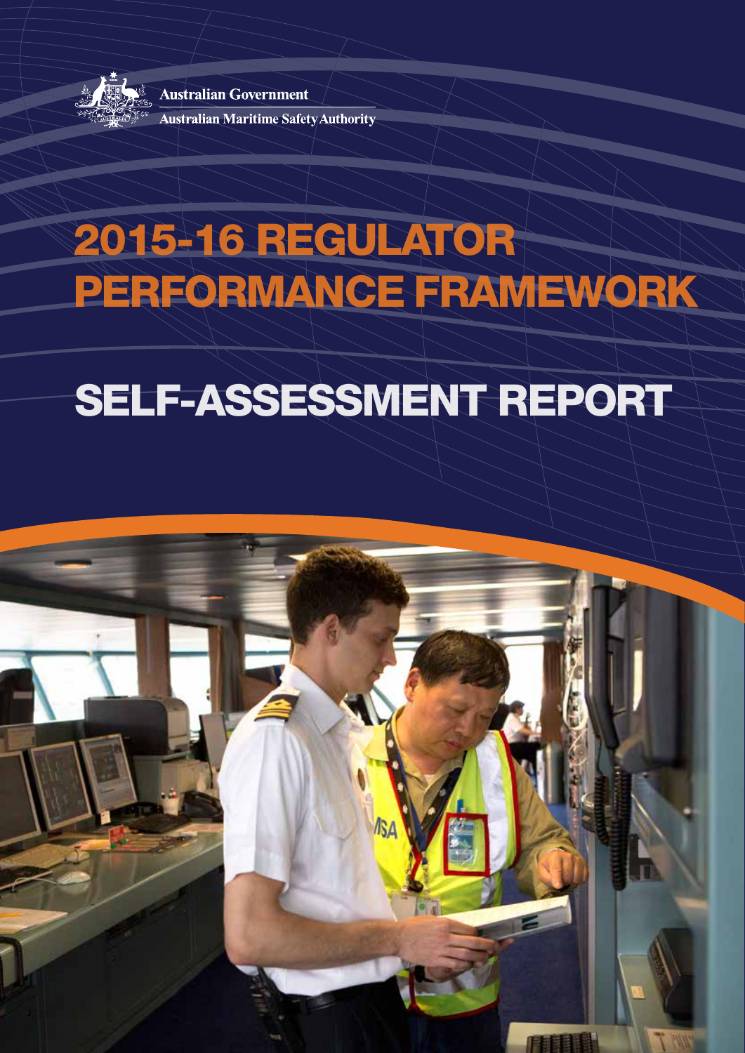Australian Government

Australian Maritime Safety Authority

# 2015-16 REGULATOR PERFORMANCE FRAMEWORK

# SELF-ASSESSMENT REPORT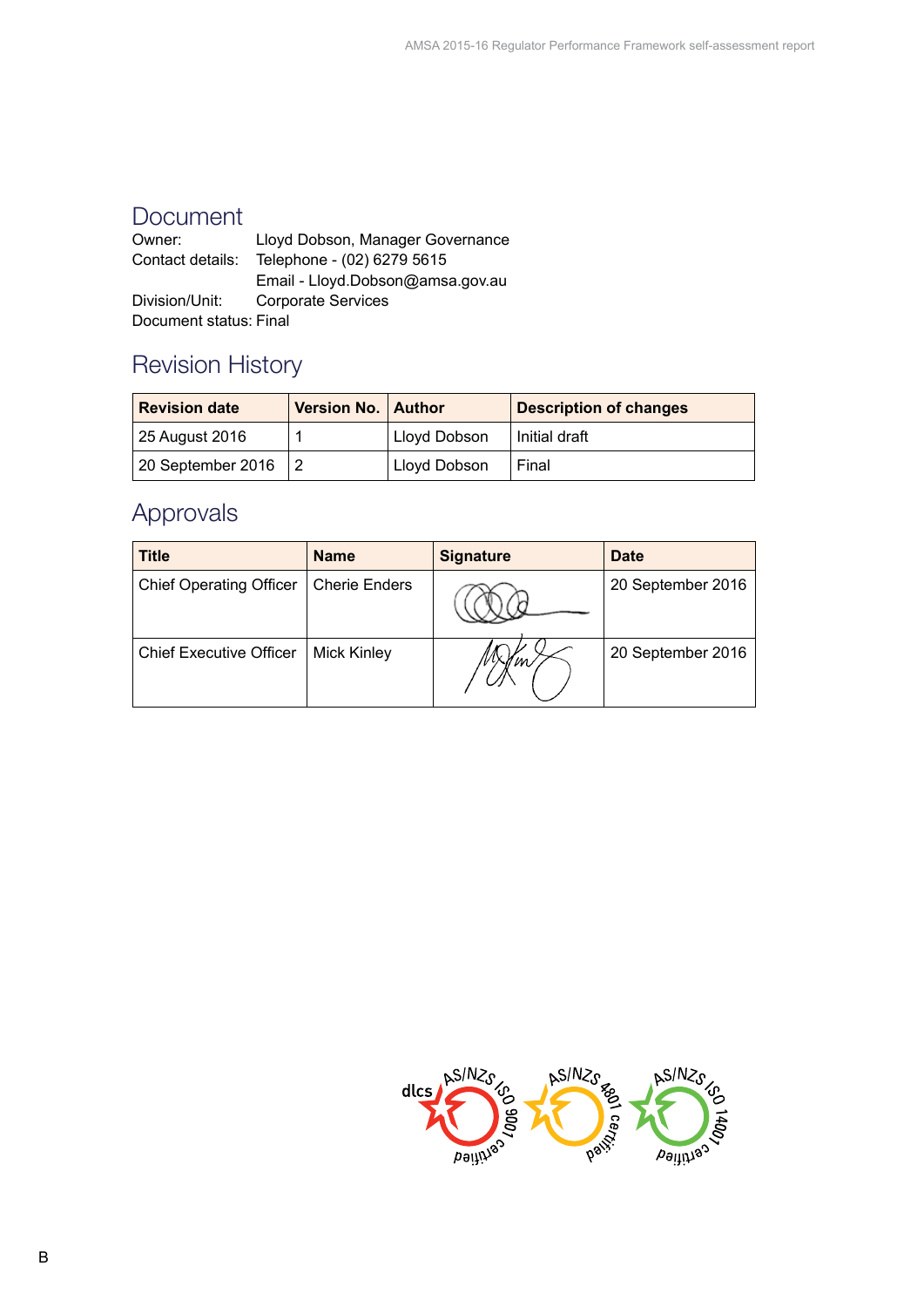## Document

Owner: Lloyd Dobson, Manager Governance
Contact details: Telephone - (02) 6279 5615
Email - Lloyd.Dobson@amsa.gov.au
Division/Unit: Corporate Services
Document status: Final

## Revision History

| Revision date | Version No. | Author | Description of changes |
|---|---|---|---|
| 25 August 2016 | 1 | Lloyd Dobson | Initial draft |
| 20 September 2016 | 2 | Lloyd Dobson | Final |

## Approvals

| Title | Name | Signature | Date |
|---|---|---|---|
| Chief Operating Officer | Cherie Enders | | 20 September 2016 |
| Chief Executive Officer | Mick Kinley | | 20 September 2016 |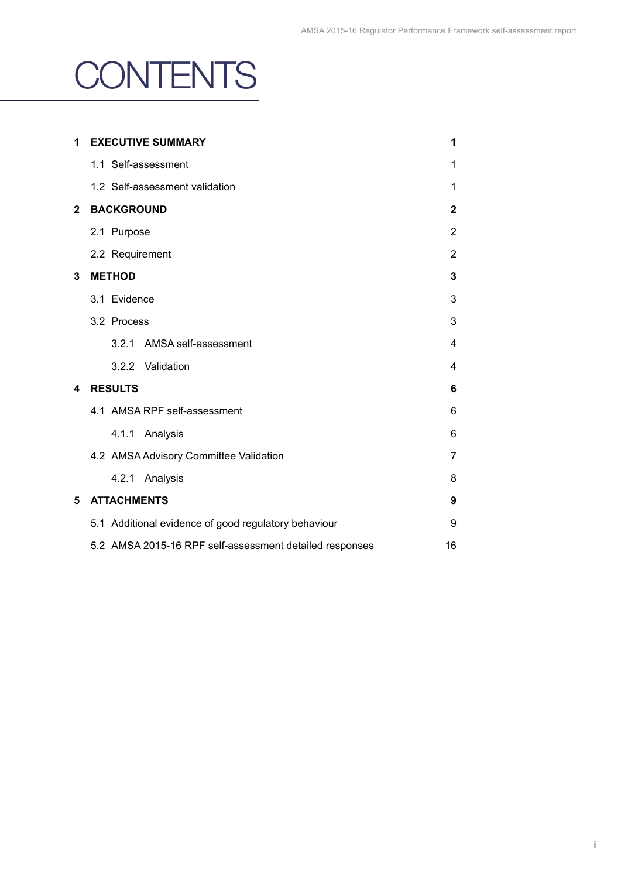# CONTENTS

| | | |
|---|---|---|
| **1** | **EXECUTIVE SUMMARY** | **1** |
| | 1.1 Self-assessment | 1 |
| | 1.2 Self-assessment validation | 1 |
| **2** | **BACKGROUND** | **2** |
| | 2.1 Purpose | 2 |
| | 2.2 Requirement | 2 |
| **3** | **METHOD** | **3** |
| | 3.1 Evidence | 3 |
| | 3.2 Process | 3 |
| | 3.2.1 AMSA self-assessment | 4 |
| | 3.2.2 Validation | 4 |
| **4** | **RESULTS** | **6** |
| | 4.1 AMSA RPF self-assessment | 6 |
| | 4.1.1 Analysis | 6 |
| | 4.2 AMSA Advisory Committee Validation | 7 |
| | 4.2.1 Analysis | 8 |
| **5** | **ATTACHMENTS** | **9** |
| | 5.1 Additional evidence of good regulatory behaviour | 9 |
| | 5.2 AMSA 2015-16 RPF self-assessment detailed responses | 16 |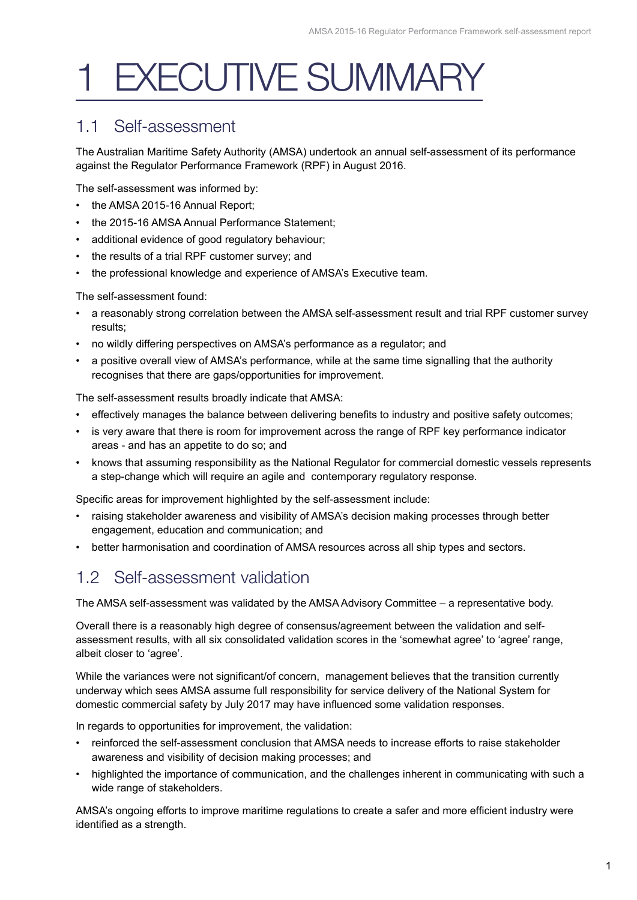# 1 EXECUTIVE SUMMARY

## 1.1 Self-assessment

The Australian Maritime Safety Authority (AMSA) undertook an annual self-assessment of its performance against the Regulator Performance Framework (RPF) in August 2016.

The self-assessment was informed by:

- the AMSA 2015-16 Annual Report;
- the 2015-16 AMSA Annual Performance Statement;
- additional evidence of good regulatory behaviour;
- the results of a trial RPF customer survey; and
- the professional knowledge and experience of AMSA's Executive team.

The self-assessment found:

- a reasonably strong correlation between the AMSA self-assessment result and trial RPF customer survey results;
- no wildly differing perspectives on AMSA's performance as a regulator; and
- a positive overall view of AMSA's performance, while at the same time signalling that the authority recognises that there are gaps/opportunities for improvement.

The self-assessment results broadly indicate that AMSA:

- effectively manages the balance between delivering benefits to industry and positive safety outcomes;
- is very aware that there is room for improvement across the range of RPF key performance indicator areas - and has an appetite to do so; and
- knows that assuming responsibility as the National Regulator for commercial domestic vessels represents a step-change which will require an agile and contemporary regulatory response.

Specific areas for improvement highlighted by the self-assessment include:

- raising stakeholder awareness and visibility of AMSA's decision making processes through better engagement, education and communication; and
- better harmonisation and coordination of AMSA resources across all ship types and sectors.

## 1.2 Self-assessment validation

The AMSA self-assessment was validated by the AMSA Advisory Committee – a representative body.

Overall there is a reasonably high degree of consensus/agreement between the validation and self-assessment results, with all six consolidated validation scores in the 'somewhat agree' to 'agree' range, albeit closer to 'agree'.

While the variances were not significant/of concern, management believes that the transition currently underway which sees AMSA assume full responsibility for service delivery of the National System for domestic commercial safety by July 2017 may have influenced some validation responses.

In regards to opportunities for improvement, the validation:

- reinforced the self-assessment conclusion that AMSA needs to increase efforts to raise stakeholder awareness and visibility of decision making processes; and
- highlighted the importance of communication, and the challenges inherent in communicating with such a wide range of stakeholders.

AMSA's ongoing efforts to improve maritime regulations to create a safer and more efficient industry were identified as a strength.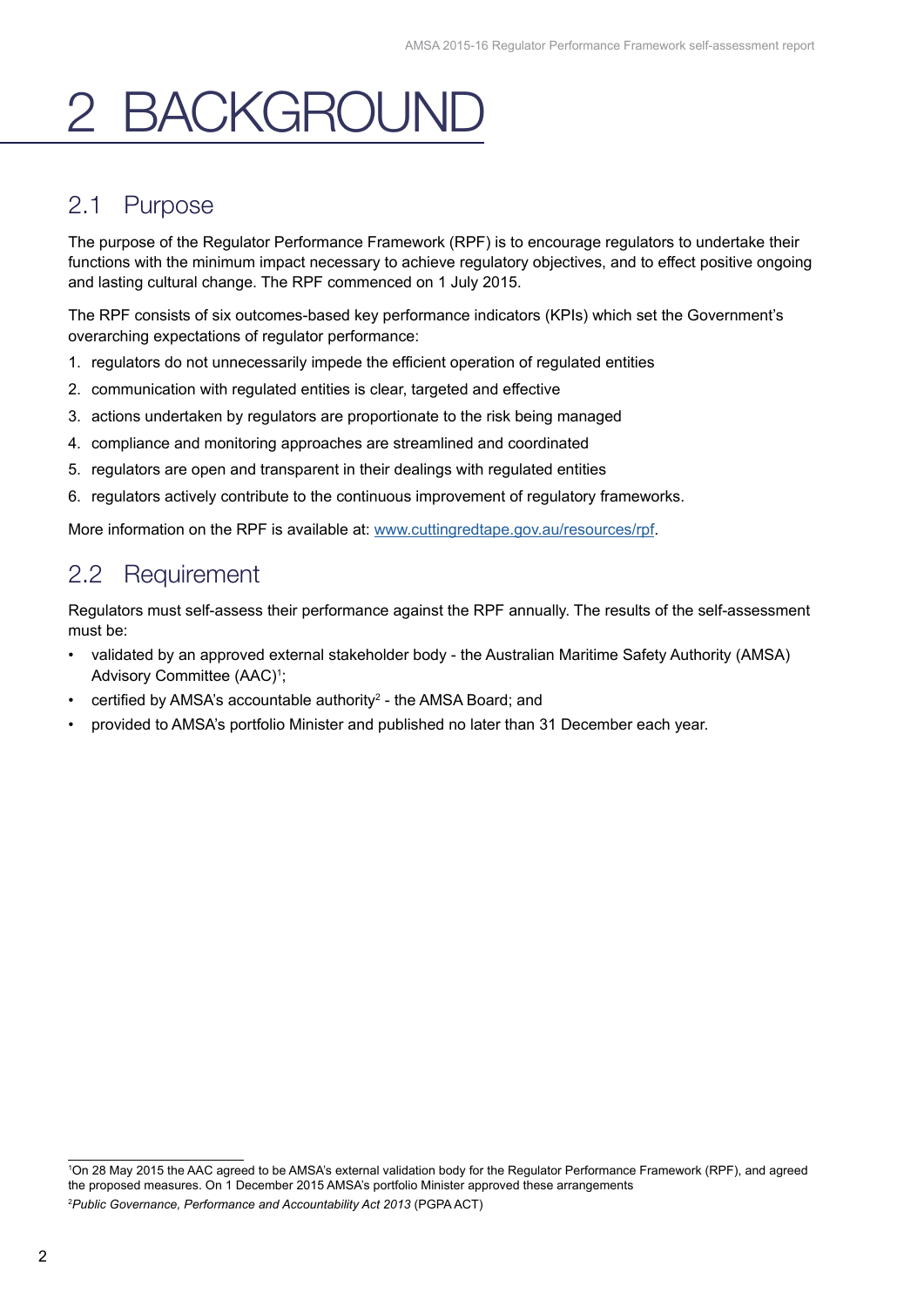# 2 BACKGROUND

## 2.1 Purpose

The purpose of the Regulator Performance Framework (RPF) is to encourage regulators to undertake their functions with the minimum impact necessary to achieve regulatory objectives, and to effect positive ongoing and lasting cultural change. The RPF commenced on 1 July 2015.

The RPF consists of six outcomes-based key performance indicators (KPIs) which set the Government's overarching expectations of regulator performance:

1. regulators do not unnecessarily impede the efficient operation of regulated entities
2. communication with regulated entities is clear, targeted and effective
3. actions undertaken by regulators are proportionate to the risk being managed
4. compliance and monitoring approaches are streamlined and coordinated
5. regulators are open and transparent in their dealings with regulated entities
6. regulators actively contribute to the continuous improvement of regulatory frameworks.

More information on the RPF is available at: [www.cuttingredtape.gov.au/resources/rpf](http://www.cuttingredtape.gov.au/resources/rpf).

## 2.2 Requirement

Regulators must self-assess their performance against the RPF annually. The results of the self-assessment must be:

- validated by an approved external stakeholder body - the Australian Maritime Safety Authority (AMSA) Advisory Committee (AAC)[1];
- certified by AMSA's accountable authority[2] - the AMSA Board; and
- provided to AMSA's portfolio Minister and published no later than 31 December each year.

---

[1]On 28 May 2015 the AAC agreed to be AMSA's external validation body for the Regulator Performance Framework (RPF), and agreed the proposed measures. On 1 December 2015 AMSA's portfolio Minister approved these arrangements

[2]*Public Governance, Performance and Accountability Act 2013* (PGPA ACT)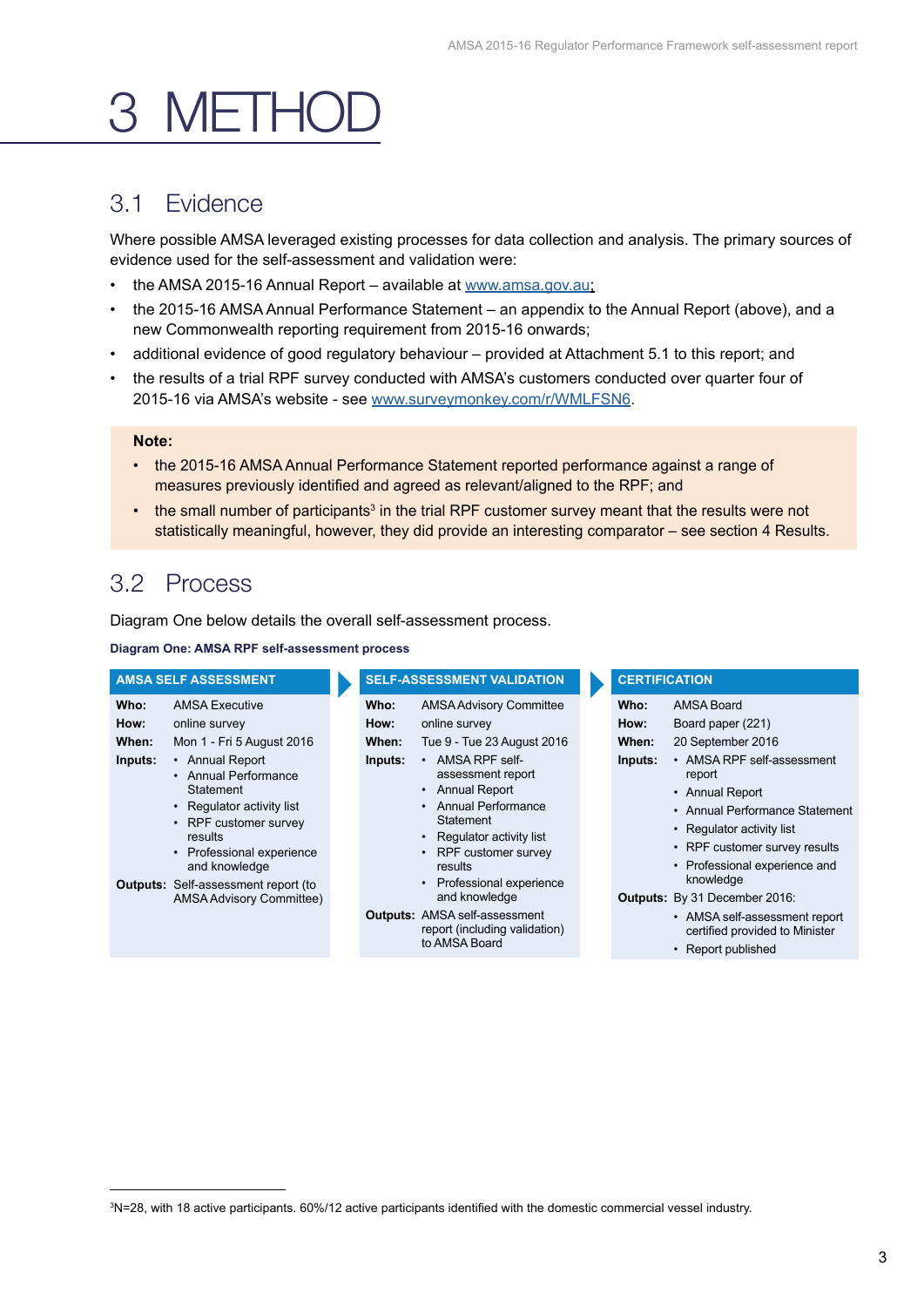# 3 METHOD

## 3.1 Evidence

Where possible AMSA leveraged existing processes for data collection and analysis. The primary sources of evidence used for the self-assessment and validation were:

- the AMSA 2015-16 Annual Report – available at www.amsa.gov.au;
- the 2015-16 AMSA Annual Performance Statement – an appendix to the Annual Report (above), and a new Commonwealth reporting requirement from 2015-16 onwards;
- additional evidence of good regulatory behaviour – provided at Attachment 5.1 to this report; and
- the results of a trial RPF survey conducted with AMSA's customers conducted over quarter four of 2015-16 via AMSA's website - see www.surveymonkey.com/r/WMLFSN6.

**Note:**

- the 2015-16 AMSA Annual Performance Statement reported performance against a range of measures previously identified and agreed as relevant/aligned to the RPF; and
- the small number of participants[3] in the trial RPF customer survey meant that the results were not statistically meaningful, however, they did provide an interesting comparator – see section 4 Results.

## 3.2 Process

Diagram One below details the overall self-assessment process.

**Diagram One: AMSA RPF self-assessment process**

| AMSA SELF ASSESSMENT | SELF-ASSESSMENT VALIDATION | CERTIFICATION |
|---|---|---|
| **Who:** AMSA Executive | **Who:** AMSA Advisory Committee | **Who:** AMSA Board |
| **How:** online survey | **How:** online survey | **How:** Board paper (221) |
| **When:** Mon 1 - Fri 5 August 2016 | **When:** Tue 9 - Tue 23 August 2016 | **When:** 20 September 2016 |
| **Inputs:** • Annual Report • Annual Performance Statement • Regulator activity list • RPF customer survey results • Professional experience and knowledge | **Inputs:** • AMSA RPF self-assessment report • Annual Report • Annual Performance Statement • Regulator activity list • RPF customer survey results • Professional experience and knowledge | **Inputs:** • AMSA RPF self-assessment report • Annual Report • Annual Performance Statement • Regulator activity list • RPF customer survey results • Professional experience and knowledge |
| **Outputs:** Self-assessment report (to AMSA Advisory Committee) | **Outputs:** AMSA self-assessment report (including validation) to AMSA Board | **Outputs:** By 31 December 2016: • AMSA self-assessment report certified provided to Minister • Report published |

[3] N=28, with 18 active participants. 60%/12 active participants identified with the domestic commercial vessel industry.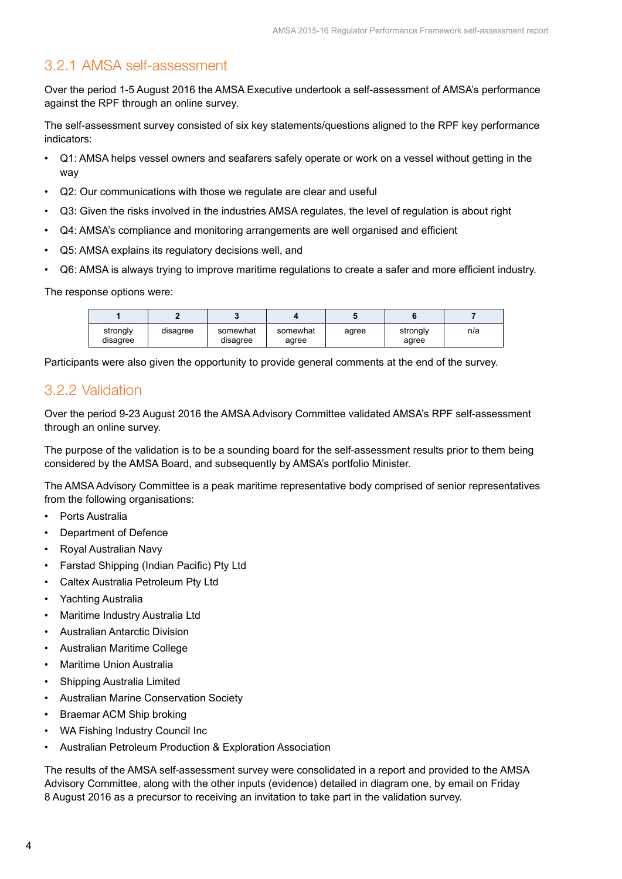## 3.2.1 AMSA self-assessment

Over the period 1-5 August 2016 the AMSA Executive undertook a self-assessment of AMSA's performance against the RPF through an online survey.

The self-assessment survey consisted of six key statements/questions aligned to the RPF key performance indicators:

- Q1: AMSA helps vessel owners and seafarers safely operate or work on a vessel without getting in the way
- Q2: Our communications with those we regulate are clear and useful
- Q3: Given the risks involved in the industries AMSA regulates, the level of regulation is about right
- Q4: AMSA's compliance and monitoring arrangements are well organised and efficient
- Q5: AMSA explains its regulatory decisions well, and
- Q6: AMSA is always trying to improve maritime regulations to create a safer and more efficient industry.

The response options were:

| 1 | 2 | 3 | 4 | 5 | 6 | 7 |
|---|---|---|---|---|---|---|
| strongly disagree | disagree | somewhat disagree | somewhat agree | agree | strongly agree | n/a |

Participants were also given the opportunity to provide general comments at the end of the survey.

## 3.2.2 Validation

Over the period 9-23 August 2016 the AMSA Advisory Committee validated AMSA's RPF self-assessment through an online survey.

The purpose of the validation is to be a sounding board for the self-assessment results prior to them being considered by the AMSA Board, and subsequently by AMSA's portfolio Minister.

The AMSA Advisory Committee is a peak maritime representative body comprised of senior representatives from the following organisations:

- Ports Australia
- Department of Defence
- Royal Australian Navy
- Farstad Shipping (Indian Pacific) Pty Ltd
- Caltex Australia Petroleum Pty Ltd
- Yachting Australia
- Maritime Industry Australia Ltd
- Australian Antarctic Division
- Australian Maritime College
- Maritime Union Australia
- Shipping Australia Limited
- Australian Marine Conservation Society
- Braemar ACM Ship broking
- WA Fishing Industry Council Inc
- Australian Petroleum Production & Exploration Association

The results of the AMSA self-assessment survey were consolidated in a report and provided to the AMSA Advisory Committee, along with the other inputs (evidence) detailed in diagram one, by email on Friday 8 August 2016 as a precursor to receiving an invitation to take part in the validation survey.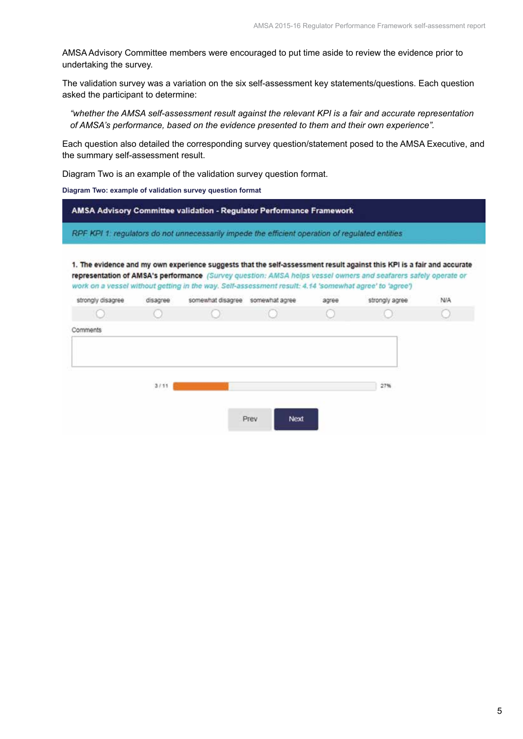AMSA Advisory Committee members were encouraged to put time aside to review the evidence prior to undertaking the survey.

The validation survey was a variation on the six self-assessment key statements/questions. Each question asked the participant to determine:

> *"whether the AMSA self-assessment result against the relevant KPI is a fair and accurate representation of AMSA's performance, based on the evidence presented to them and their own experience".*

Each question also detailed the corresponding survey question/statement posed to the AMSA Executive, and the summary self-assessment result.

Diagram Two is an example of the validation survey question format.

**Diagram Two: example of validation survey question format**

**AMSA Advisory Committee validation - Regulator Performance Framework**

*RPF KPI 1: regulators do not unnecessarily impede the efficient operation of regulated entities*

**1. The evidence and my own experience suggests that the self-assessment result against this KPI is a fair and accurate representation of AMSA's performance** *(Survey question: AMSA helps vessel owners and seafarers safely operate or work on a vessel without getting in the way. Self-assessment result: 4.14 'somewhat agree' to 'agree')*

| strongly disagree | disagree | somewhat disagree | somewhat agree | agree | strongly agree | N/A |
|---|---|---|---|---|---|---|
| ○ | ○ | ○ | ○ | ○ | ○ | ○ |

Comments

3 / 11

27%

Prev

Next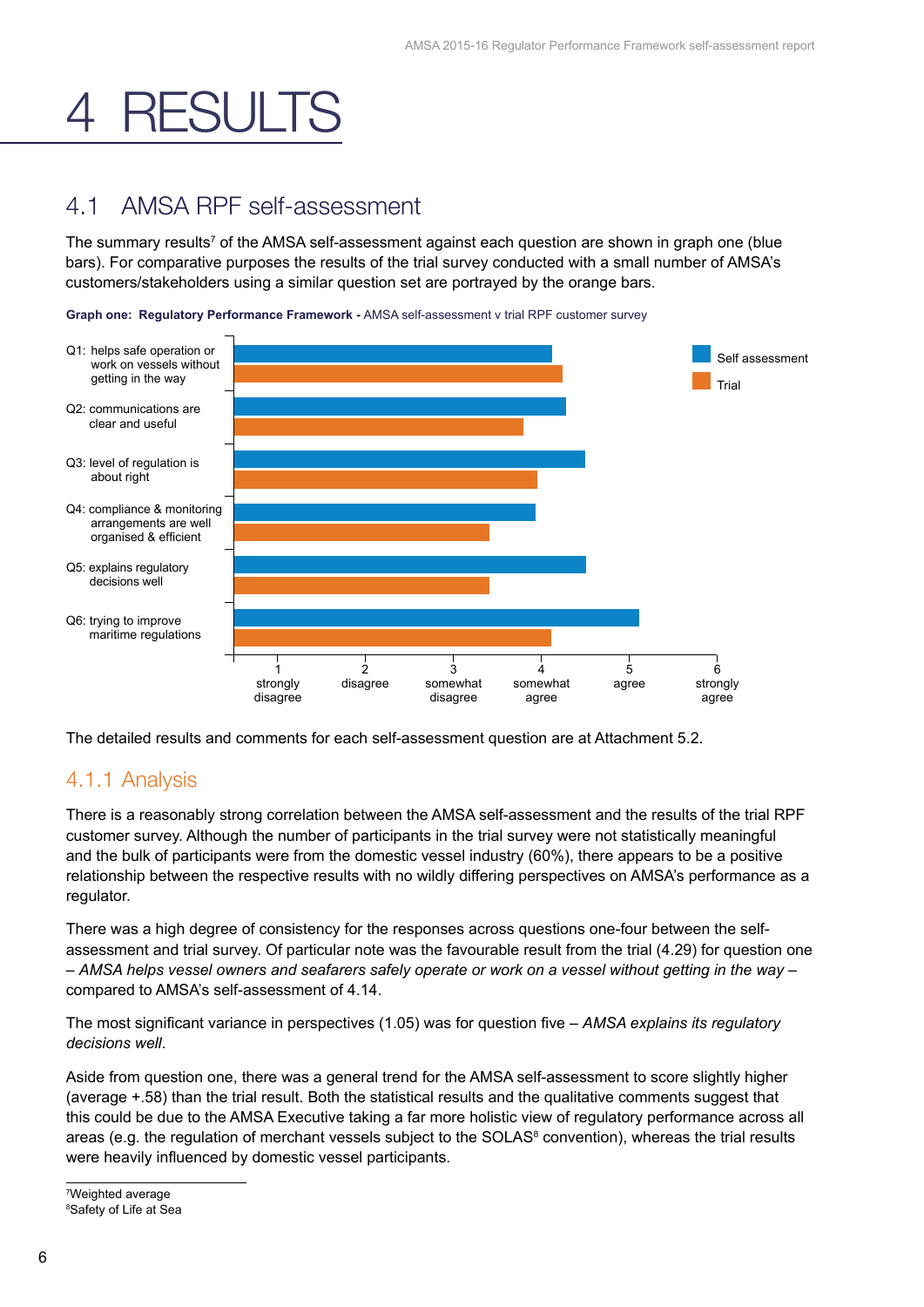# 4 RESULTS

## 4.1 AMSA RPF self-assessment

The summary results[7] of the AMSA self-assessment against each question are shown in graph one (blue bars). For comparative purposes the results of the trial survey conducted with a small number of AMSA's customers/stakeholders using a similar question set are portrayed by the orange bars.

**Graph one: Regulatory Performance Framework -** AMSA self-assessment v trial RPF customer survey

Q1: helps safe operation or work on vessels without getting in the way
Q2: communications are clear and useful
Q3: level of regulation is about right
Q4: compliance & monitoring arrangements are well organised & efficient
Q5: explains regulatory decisions well
Q6: trying to improve maritime regulations

Self assessment
Trial

1 strongly disagree
2 disagree
3 somewhat disagree
4 somewhat agree
5 agree
6 strongly agree

The detailed results and comments for each self-assessment question are at Attachment 5.2.

### 4.1.1 Analysis

There is a reasonably strong correlation between the AMSA self-assessment and the results of the trial RPF customer survey. Although the number of participants in the trial survey were not statistically meaningful and the bulk of participants were from the domestic vessel industry (60%), there appears to be a positive relationship between the respective results with no wildly differing perspectives on AMSA's performance as a regulator.

There was a high degree of consistency for the responses across questions one-four between the self-assessment and trial survey. Of particular note was the favourable result from the trial (4.29) for question one – *AMSA helps vessel owners and seafarers safely operate or work on a vessel without getting in the way* – compared to AMSA's self-assessment of 4.14.

The most significant variance in perspectives (1.05) was for question five – *AMSA explains its regulatory decisions well*.

Aside from question one, there was a general trend for the AMSA self-assessment to score slightly higher (average +.58) than the trial result. Both the statistical results and the qualitative comments suggest that this could be due to the AMSA Executive taking a far more holistic view of regulatory performance across all areas (e.g. the regulation of merchant vessels subject to the SOLAS[8] convention), whereas the trial results were heavily influenced by domestic vessel participants.

---

[7] Weighted average
[8] Safety of Life at Sea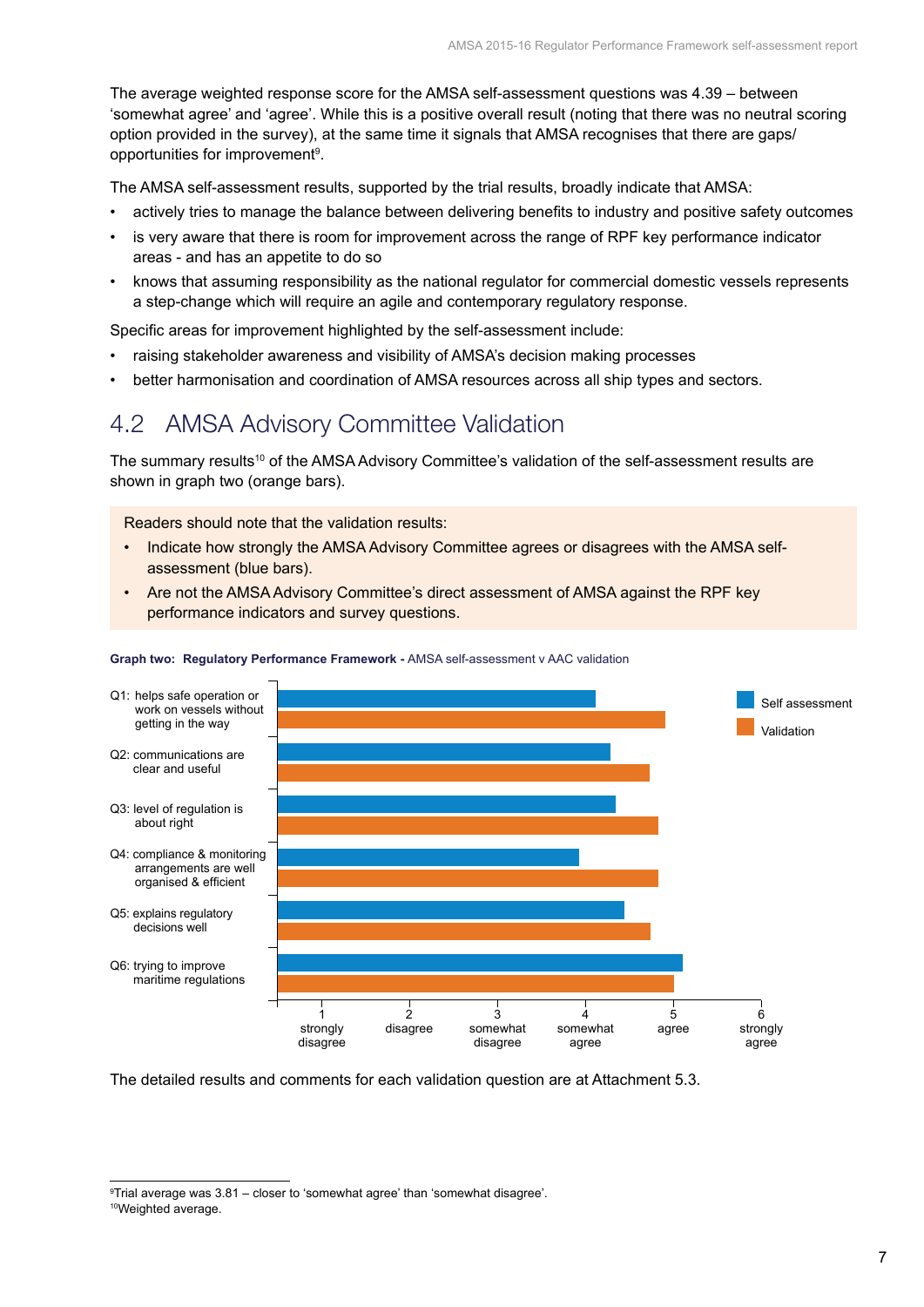The average weighted response score for the AMSA self-assessment questions was 4.39 – between 'somewhat agree' and 'agree'. While this is a positive overall result (noting that there was no neutral scoring option provided in the survey), at the same time it signals that AMSA recognises that there are gaps/ opportunities for improvement[9].

The AMSA self-assessment results, supported by the trial results, broadly indicate that AMSA:

- actively tries to manage the balance between delivering benefits to industry and positive safety outcomes
- is very aware that there is room for improvement across the range of RPF key performance indicator areas - and has an appetite to do so
- knows that assuming responsibility as the national regulator for commercial domestic vessels represents a step-change which will require an agile and contemporary regulatory response.

Specific areas for improvement highlighted by the self-assessment include:

- raising stakeholder awareness and visibility of AMSA's decision making processes
- better harmonisation and coordination of AMSA resources across all ship types and sectors.

## 4.2 AMSA Advisory Committee Validation

The summary results[10] of the AMSA Advisory Committee's validation of the self-assessment results are shown in graph two (orange bars).

> Readers should note that the validation results:
>
> - Indicate how strongly the AMSA Advisory Committee agrees or disagrees with the AMSA self-assessment (blue bars).
> - Are not the AMSA Advisory Committee's direct assessment of AMSA against the RPF key performance indicators and survey questions.

**Graph two: Regulatory Performance Framework -** AMSA self-assessment v AAC validation

Self assessment
Validation

Q1: helps safe operation or work on vessels without getting in the way
Q2: communications are clear and useful
Q3: level of regulation is about right
Q4: compliance & monitoring arrangements are well organised & efficient
Q5: explains regulatory decisions well
Q6: trying to improve maritime regulations

1 strongly disagree
2 disagree
3 somewhat disagree
4 somewhat agree
5 agree
6 strongly agree

The detailed results and comments for each validation question are at Attachment 5.3.

---

[9] Trial average was 3.81 – closer to 'somewhat agree' than 'somewhat disagree'.
[10] Weighted average.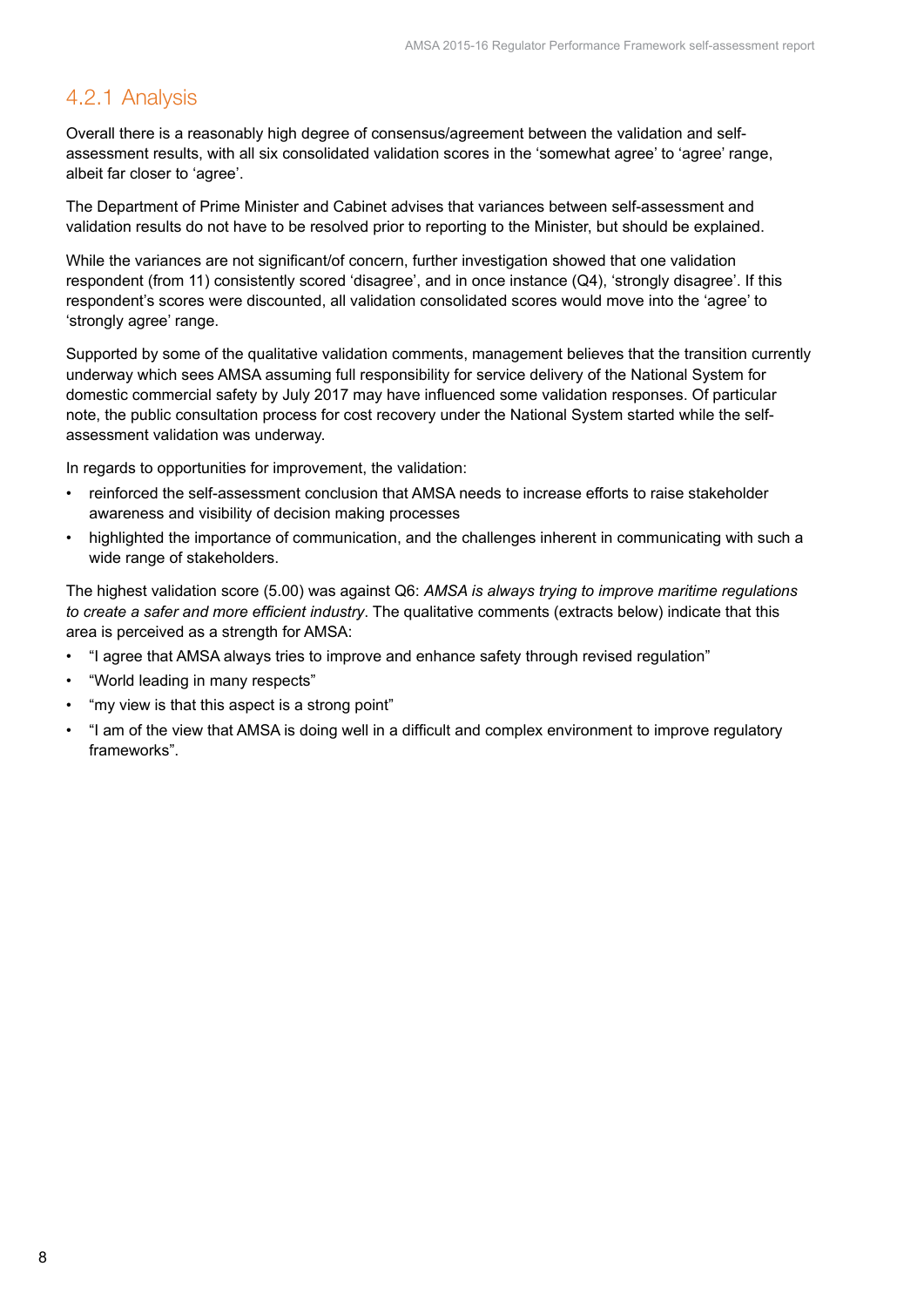### 4.2.1 Analysis

Overall there is a reasonably high degree of consensus/agreement between the validation and self-assessment results, with all six consolidated validation scores in the 'somewhat agree' to 'agree' range, albeit far closer to 'agree'.

The Department of Prime Minister and Cabinet advises that variances between self-assessment and validation results do not have to be resolved prior to reporting to the Minister, but should be explained.

While the variances are not significant/of concern, further investigation showed that one validation respondent (from 11) consistently scored 'disagree', and in once instance (Q4), 'strongly disagree'. If this respondent's scores were discounted, all validation consolidated scores would move into the 'agree' to 'strongly agree' range.

Supported by some of the qualitative validation comments, management believes that the transition currently underway which sees AMSA assuming full responsibility for service delivery of the National System for domestic commercial safety by July 2017 may have influenced some validation responses. Of particular note, the public consultation process for cost recovery under the National System started while the self-assessment validation was underway.

In regards to opportunities for improvement, the validation:

- reinforced the self-assessment conclusion that AMSA needs to increase efforts to raise stakeholder awareness and visibility of decision making processes
- highlighted the importance of communication, and the challenges inherent in communicating with such a wide range of stakeholders.

The highest validation score (5.00) was against Q6: *AMSA is always trying to improve maritime regulations to create a safer and more efficient industry*. The qualitative comments (extracts below) indicate that this area is perceived as a strength for AMSA:

- "I agree that AMSA always tries to improve and enhance safety through revised regulation"
- "World leading in many respects"
- "my view is that this aspect is a strong point"
- "I am of the view that AMSA is doing well in a difficult and complex environment to improve regulatory frameworks".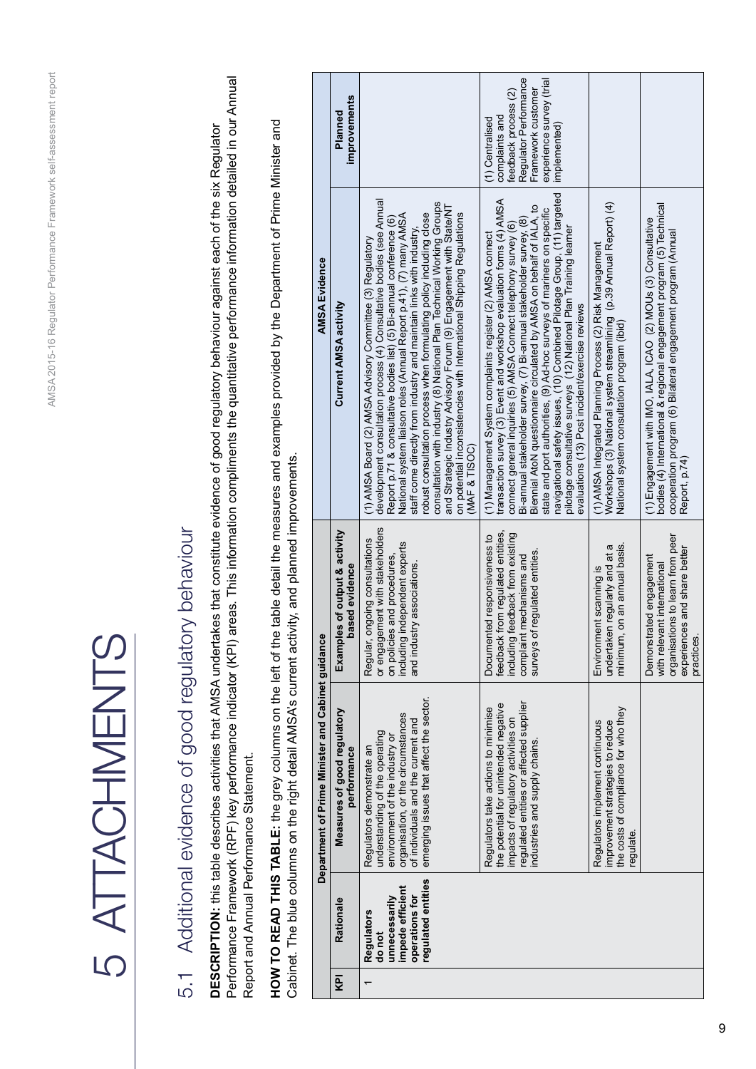# 5 ATTACHMENTS

## 5.1 Additional evidence of good regulatory behaviour

**DESCRIPTION**: this table describes activities that AMSA undertakes that constitute evidence of good regulatory behaviour against each of the six Regulator Performance Framework (RPF) key performance indicator (KPI) areas. This information compliments the quantitative performance information detailed in our Annual Report and Annual Performance Statement.

**HOW TO READ THIS TABLE**: the grey columns on the left of the table detail the measures and examples provided by the Department of Prime Minister and Cabinet. The blue columns on the right detail AMSA's current activity, and planned improvements.

| KPI | Department of Prime Minister and Cabinet guidance | | | AMSA Evidence | |
|---|---|---|---|---|---|
| | **Rationale** | **Measures of good regulatory performance** | **Examples of output & activity based evidence** | **Current AMSA activity** | **Planned improvements** |
| 1 | **Regulators do not unnecessarily impede efficient operations for regulated entities** | Regulators demonstrate an understanding of the operating environment of the industry or organisation, or the circumstances of individuals and the current and emerging issues that affect the sector. | Regular, ongoing consultations or engagement with stakeholders on policies and procedures, including independent experts and industry associations. | (1) AMSA Board (2) AMSA Advisory Committee (3) Regulatory development consultation process (4) Consultative bodies (see Annual Report p.71 & consultative bodies list) (5) Bi-annual conference (6) National system liaison roles (Annual Report p.41), (7) many AMSA staff come directly from industry and maintain links with industry, robust consultation process when formulating policy including close consultation with industry (8) National Plan Technical Working Groups and Strategic Industry Advisory Forum (9) Engagement with State/NT on potential inconsistencies with International Shipping Regulations (MAF & TISOC) | |
| | | Regulators take actions to minimise the potential for unintended negative impacts of regulatory activities on regulated entities or affected supplier industries and supply chains. | Documented responsiveness to feedback from regulated entities, including feedback from existing complaint mechanisms and surveys of regulated entities. | (1) Management System complaints register (2) AMSA connect transaction survey (3) Event and workshop evaluation forms (4) AMSA connect general inquiries (5) AMSA Connect telephony survey (6) Bi-annual stakeholder survey, (7) Bi-annual stakeholder survey, (8) Biennial AtoN questionnaire circulated by AMSA on behalf of IALA, to state and port authorities, (9) Ad-hoc surveys of mariners on specific navigational safety issues, (10) Combined Pilotage Group, (11) targeted pilotage consultative surveys (12) National Plan Training learner evaluations (13) Post incident/exercise reviews | (1) Centralised complaints and feedback process (2) Regulator Performance Framework customer experience survey (trial implemented) |
| | | Regulators implement continuous improvement strategies to reduce the costs of compliance for who they regulate. | Environment scanning is undertaken regularly and at a minimum, on an annual basis. | (1) AMSA Integrated Planning Process (2) Risk Management Workshops (3) National system streamlining (p.39 Annual Report) (4) National system consultation program (ibid) | |
| | | | Demonstrated engagement with relevant international organisations to learn from peer experiences and share better practices. | (1) Engagement with IMO, IALA, ICAO (2) MOUs (3) Consultative bodies (4) International & regional engagement program (5) Technical cooperation program (6) Bilateral engagement program (Annual Report, p.74) | |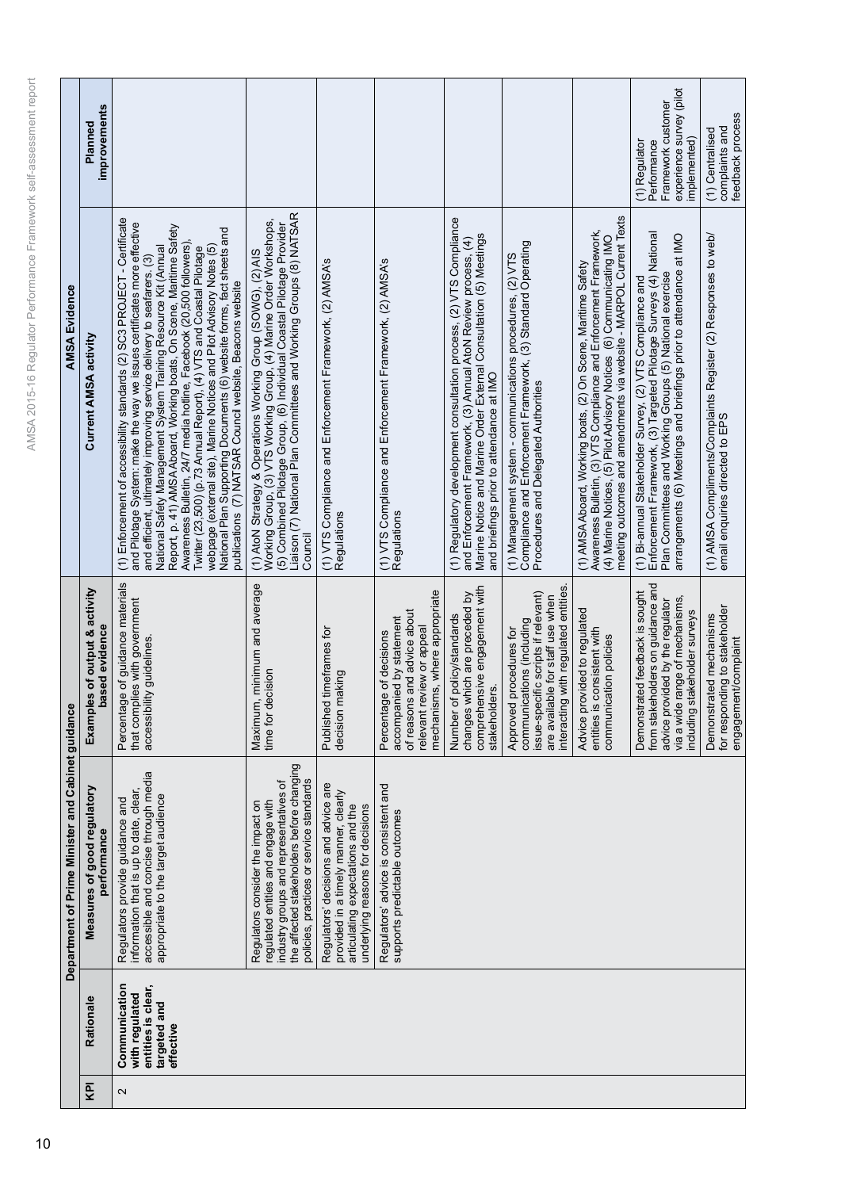| KPI | Rationale | Department of Prime Minister and Cabinet guidance | | AMSA Evidence | |
|---|---|---|---|---|---|
| | | Measures of good regulatory performance | Examples of output & activity based evidence | Current AMSA activity | Planned improvements |
| 2 | Communication with regulated entities is clear, targeted and effective | Regulators provide guidance and information that is up to date, clear, accessible and concise through media appropriate to the target audience | Percentage of guidance materials that complies with government accessibility guidelines. | (1) Enforcement of accessibility standards (2) SC3 PROJECT - Certificate and Pilotage System: make the way we issues certificates more effective and efficient, ultimately improving service delivery to seafarers. (3) National Safety Management System Training Resource Kit (Annual Report, p. 41) AMSA Aboard, Working boats, On Scene, Maritime Safety Awareness Bulletin, 24/7 media hotline, Facebook (20,500 followers), Twitter (23,500) (p.73 Annual Report), (4) VTS and Coastal Pilotage webpage (external site), Marine Notices and Pilot Advisory Notes (5) National Plan Supporting Documents (6) website forms, fact sheets and publications (7) NATSAR Council website, Beacons website | |
| | | Regulators consider the impact on regulated entities and engage with industry groups and representatives of the affected stakeholders before changing policies, practices or service standards | Maximum, minimum and average time for decision | (1) AtoN Strategy & Operations Working Group (SOWG), (2) AIS Working Group, (3) VTS Working Group, (4) Marine Order Workshops, (5) Combined Pilotage Group, (6) Individual Coastal Pilotage Provider Liaison (7) National Plan Committees and Working Groups (8) NATSAR Council | |
| | | Regulators' decisions and advice are provided in a timely manner, clearly articulating expectations and the underlying reasons for decisions | Published timeframes for decision making | (1) VTS Compliance and Enforcement Framework, (2) AMSA's Regulations | |
| | | Regulators' advice is consistent and supports predictable outcomes | Percentage of decisions accompanied by statement of reasons and advice about relevant review or appeal mechanisms, where appropriate | (1) VTS Compliance and Enforcement Framework, (2) AMSA's Regulations | |
| | | | Number of policy/standards changes which are preceded by comprehensive engagement with stakeholders. | (1) Regulatory development consultation process, (2) VTS Compliance and Enforcement Framework, (3) Annual AtoN Review process, (4) Marine Notice and Marine Order External Consultation (5) Meetings and briefings prior to attendance at IMO | |
| | | | Approved procedures for communications (including issue-specific scripts if relevant) are available for staff use when interacting with regulated entities. | (1) Management system - communications procedures, (2) VTS Compliance and Enforcement Framework, (3) Standard Operating Procedures and Delegated Authorities | |
| | | | Advice provided to regulated entities is consistent with communication policies | (1) AMSA Aboard, Working boats, (2) On Scene, Maritime Safety Awareness Bulletin, (3) VTS Compliance and Enforcement Framework, (4) Marine Notices, (5) Pilot Advisory Notices (6) Communicating IMO meeting outcomes and amendments via website - MARPOL Current Texts | |
| | | | Demonstrated feedback is sought from stakeholders on guidance and advice provided by the regulator via a wide range of mechanisms, including stakeholder surveys | (1) Bi-annual Stakeholder Survey, (2) VTS Compliance and Enforcement Framework, (3) Targeted Pilotage Surveys (4) National Plan Committees and Working Groups (5) National exercise arrangements (6) Meetings and briefings prior to attendance at IMO | (1) Regulator Performance Framework customer experience survey (pilot implemented) |
| | | | Demonstrated mechanisms for responding to stakeholder engagement/complaint | (1) AMSA Compliments/Complaints Register (2) Responses to web/email enquiries directed to EPS | (1) Centralised complaints and feedback process |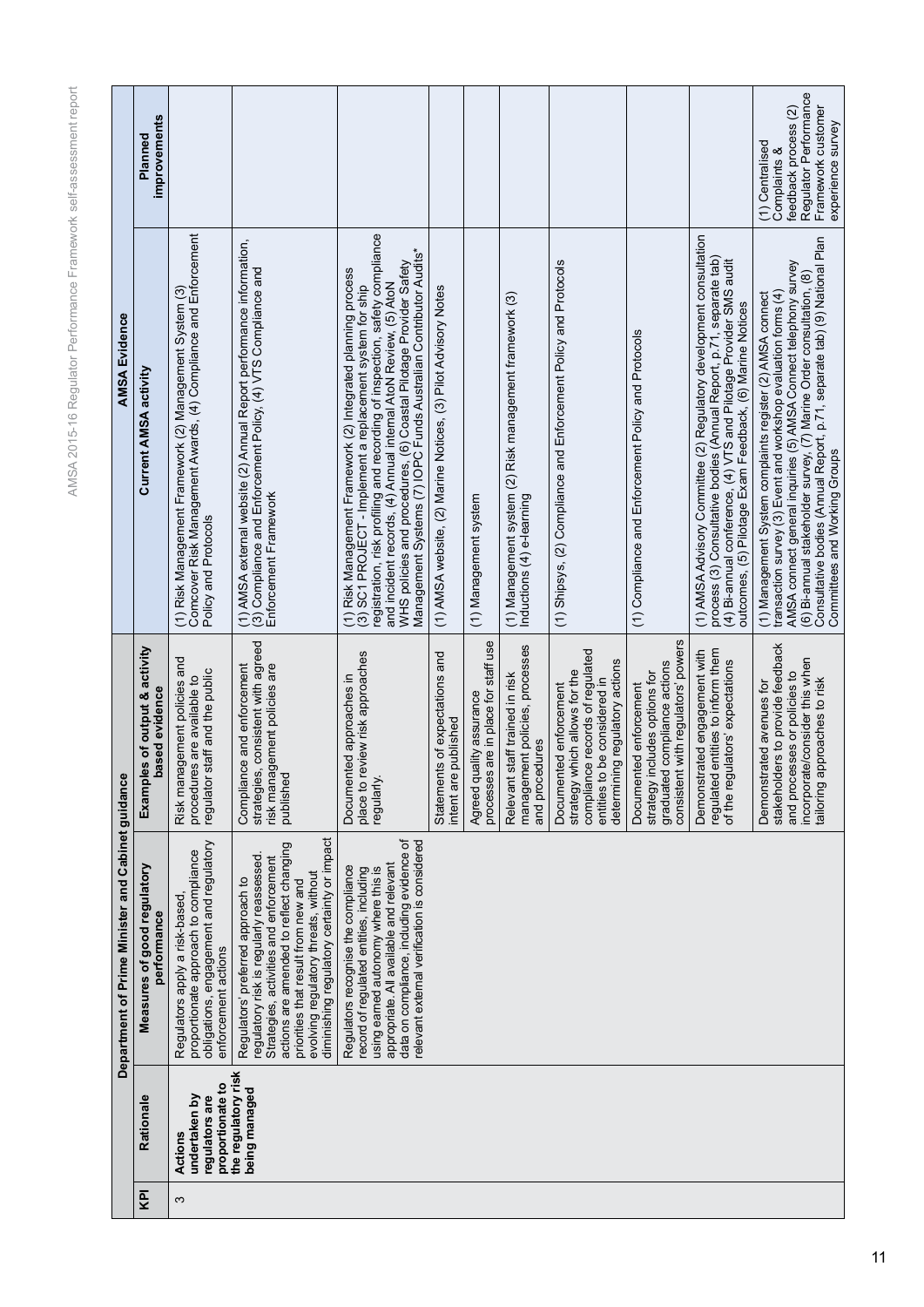| KPI | Rationale | Department of Prime Minister and Cabinet guidance | | AMSA Evidence | |
|---|---|---|---|---|---|
| | | Measures of good regulatory performance | Examples of output & activity based evidence | Current AMSA activity | Planned improvements |
| 3 | **Actions undertaken by regulators are proportionate to the regulatory risk being managed** | Regulators apply a risk-based, proportionate approach to compliance obligations, engagement and regulatory enforcement actions | Risk management policies and procedures are available to regulator staff and the public | (1) Risk Management Framework (2) Management System (3) Comcover Risk Management Awards, (4) Compliance and Enforcement Policy and Protocols | |
| | | Regulators' preferred approach to regulatory risk is regularly reassessed. Strategies, activities and enforcement actions are amended to reflect changing priorities that result from new and evolving regulatory threats, without diminishing regulatory certainty or impact | Compliance and enforcement strategies, consistent with agreed risk management policies are published | (1) AMSA external website (2) Annual Report performance information, (3) Compliance and Enforcement Policy, (4) VTS Compliance and Enforcement Framework | |
| | | Regulators recognise the compliance record of regulated entities, including using earned autonomy where this is appropriate. All available and relevant data on compliance, including evidence of relevant external verification is considered | Documented approaches in place to review risk approaches regularly. | (1) Risk Management Framework (2) Integrated planning process (3) SC1 PROJECT - Implement a replacement system for ship registration, risk profiling and recording of inspection, safety compliance and incident records, (4) Annual internal AtoN Review, (5) AtoN WHS policies and procedures, (6) Coastal Pilotage Provider Safety Management Systems (7) IOPC Funds Australian Contributor Audits* | |
| | | | Statements of expectations and intent are published | (1) AMSA website, (2) Marine Notices, (3) Pilot Advisory Notes | |
| | | | Agreed quality assurance processes are in place for staff use | (1) Management system | |
| | | | Relevant staff trained in risk management policies, processes and procedures | (1) Management system (2) Risk management framework (3) Inductions (4) e-learning | |
| | | | Documented enforcement strategy which allows for the compliance records of regulated entities to be considered in determining regulatory actions | (1) Shipsys, (2) Compliance and Enforcement Policy and Protocols | |
| | | | Documented enforcement strategy includes options for graduated compliance actions consistent with regulators' powers | (1) Compliance and Enforcement Policy and Protocols | |
| | | | Demonstrated engagement with regulated entities to inform them of the regulators' expectations | (1) AMSA Advisory Committee (2) Regulatory development consultation process (3) Consultative bodies (Annual Report, p.71, separate tab) (4) Bi-annual conference, (4) VTS and Pilotage Provider SMS audit outcomes, (5) Pilotage Exam Feedback, (6) Marine Notices | |
| | | | Demonstrated avenues for stakeholders to provide feedback and processes or policies to incorporate/consider this when tailoring approaches to risk | (1) Management System complaints register (2) AMSA connect transaction survey (3) Event and workshop evaluation forms (4) AMSA connect general inquiries (5) AMSA Connect telephony survey (6) Bi-annual stakeholder survey, (7) Marine Order consultation, (8) Consultative bodies (Annual Report, p.71, separate tab) (9) National Plan Committees and Working Groups | (1) Centralised Complaints & feedback process (2) Regulator Performance Framework customer experience survey |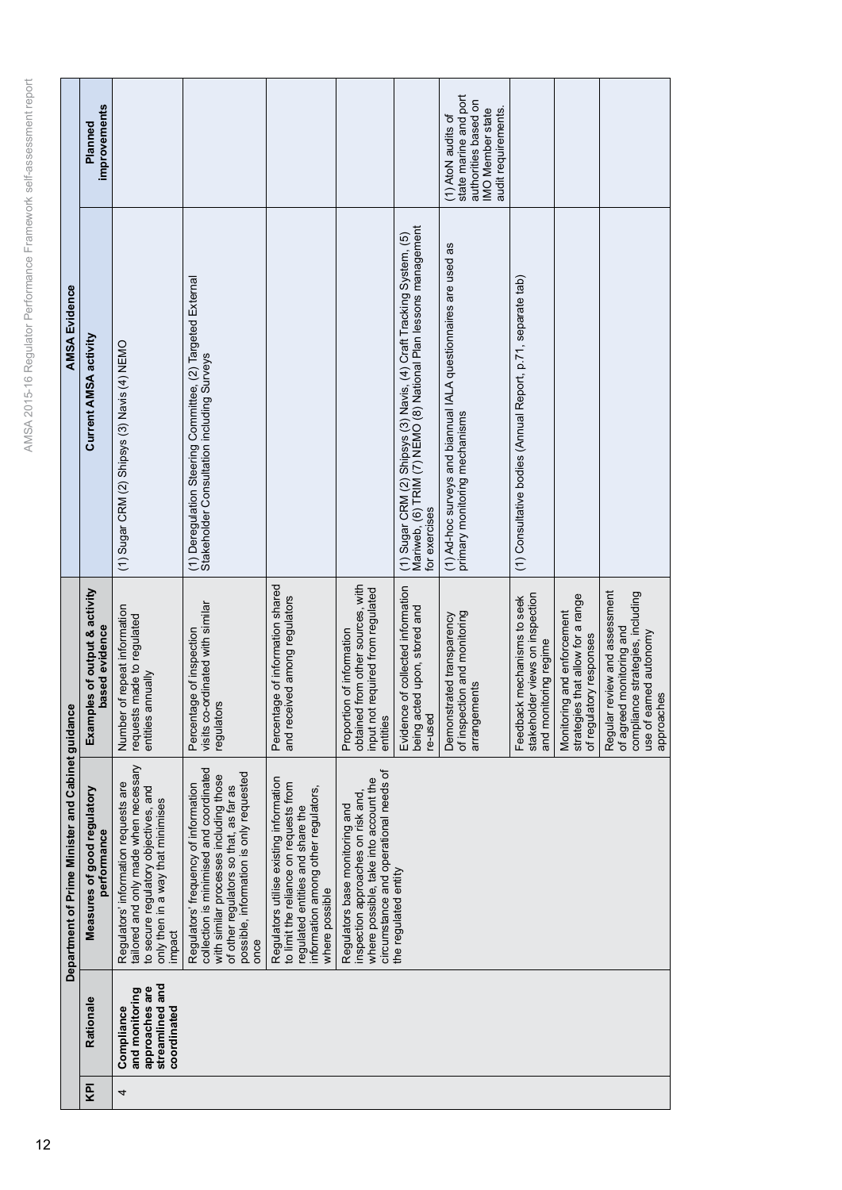| KPI | Rationale | Department of Prime Minister and Cabinet guidance | | AMSA Evidence | |
|---|---|---|---|---|---|
| | | Measures of good regulatory performance | Examples of output & activity based evidence | Current AMSA activity | Planned improvements |
| 4 | **Compliance and monitoring approaches are streamlined and coordinated** | Regulators' information requests are tailored and only made when necessary to secure regulatory objectives, and only then in a way that minimises impact | Number of repeat information requests made to regulated entities annually | (1) Sugar CRM (2) Shipsys (3) Navis (4) NEMO | |
| | | Regulators' frequency of information collection is minimised and coordinated with similar processes including those of other regulators so that, as far as possible, information is only requested once | Percentage of inspection visits co-ordinated with similar regulators | (1) Deregulation Steering Committee, (2) Targeted External Stakeholder Consultation including Surveys | |
| | | Regulators utilise existing information to limit the reliance on requests from regulated entities and share the information among other regulators, where possible | Percentage of information shared and received among regulators | | |
| | | Regulators base monitoring and inspection approaches on risk and, where possible, take into account the circumstance and operational needs of the regulated entity | Proportion of information obtained from other sources, with input not required from regulated entities | | |
| | | | Evidence of collected information being acted upon, stored and re-used | (1) Sugar CRM (2) Shipsys (3) Navis, (4) Craft Tracking System, (5) Mariweb, (6) TRIM (7) NEMO (8) National Plan lessons management for exercises | |
| | | | Demonstrated transparency of inspection and monitoring arrangements | (1) Ad-hoc surveys and biannual IALA questionnaires are used as primary monitoring mechanisms | (1) AtoN audits of state marine and port authorities based on IMO Member state audit requirements. |
| | | | Feedback mechanisms to seek stakeholder views on inspection and monitoring regime | (1) Consultative bodies (Annual Report, p.71, separate tab) | |
| | | | Monitoring and enforcement strategies that allow for a range of regulatory responses | | |
| | | | Regular review and assessment of agreed monitoring and compliance strategies, including use of earned autonomy approaches | | |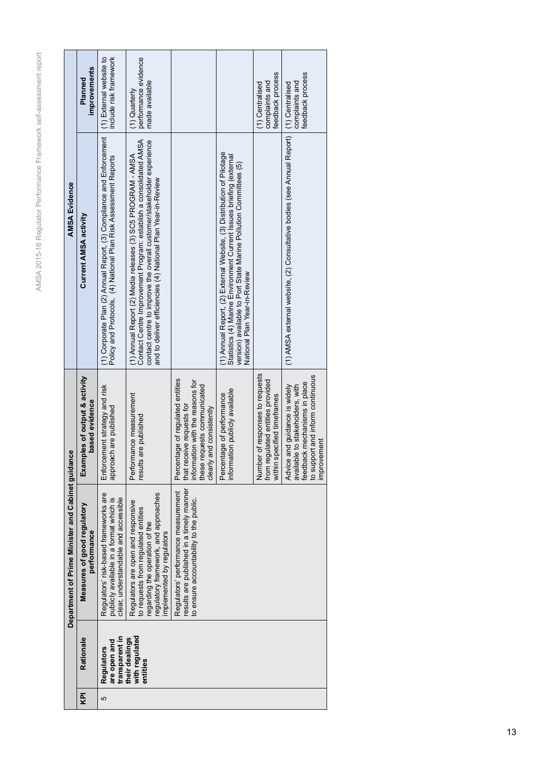| KPI | Rationale | Department of Prime Minister and Cabinet guidance | | AMSA Evidence | |
|---|---|---|---|---|---|
| | | **Measures of good regulatory performance** | **Examples of output & activity based evidence** | **Current AMSA activity** | **Planned improvements** |
| 5 | **Regulators are open and transparent in their dealings with regulated entities** | Regulators' risk-based frameworks are publicly available in a format which is clear, understandable and accessible | Enforcement strategy and risk approach are published | (1) Corporate Plan (2) Annual Report, (3) Compliance and Enforcement Policy and Protocols, (4) National Plan Risk Assessment Reports | (1) External website to include risk framework |
| | | Regulators are open and responsive to requests from regulated entities regarding the operation of the regulatory framework, and approaches implemented by regulators | Performance measurement results are published | (1) Annual Report (2) Media releases (3) SC5 PROGRAM - AMSA Contact Centre Improvement Program: establish a consolidated AMSA contact centre to improve the overall customer/stakeholder experience and to deliver efficiencies (4) National Plan Year-in-Review | (1) Quarterly performance evidence made available |
| | | Regulators' performance measurement results are published in a timely manner to ensure accountability to the public. | Percentage of regulated entities that receive requests for information with the reasons for these requests communicated clearly and consistently | | |
| | | | Percentage of performance information publicly available | (1) Annual Report, (2) External Website, (3) Distribution of Pilotage Statistics (4) Marine Environment Current Issues briefing (external version) available to Port State Marine Pollution Committees (5) National Plan Year-in-Review | |
| | | | Number of responses to requests from regulated entities provided within specified timeframes | | (1) Centralised complaints and feedback process |
| | | | Advice and guidance is widely available to stakeholders, with feedback mechanisms in place to support and inform continuous improvement | (1) AMSA external website, (2) Consultative bodies (see Annual Report) | (1) Centralised complaints and feedback process |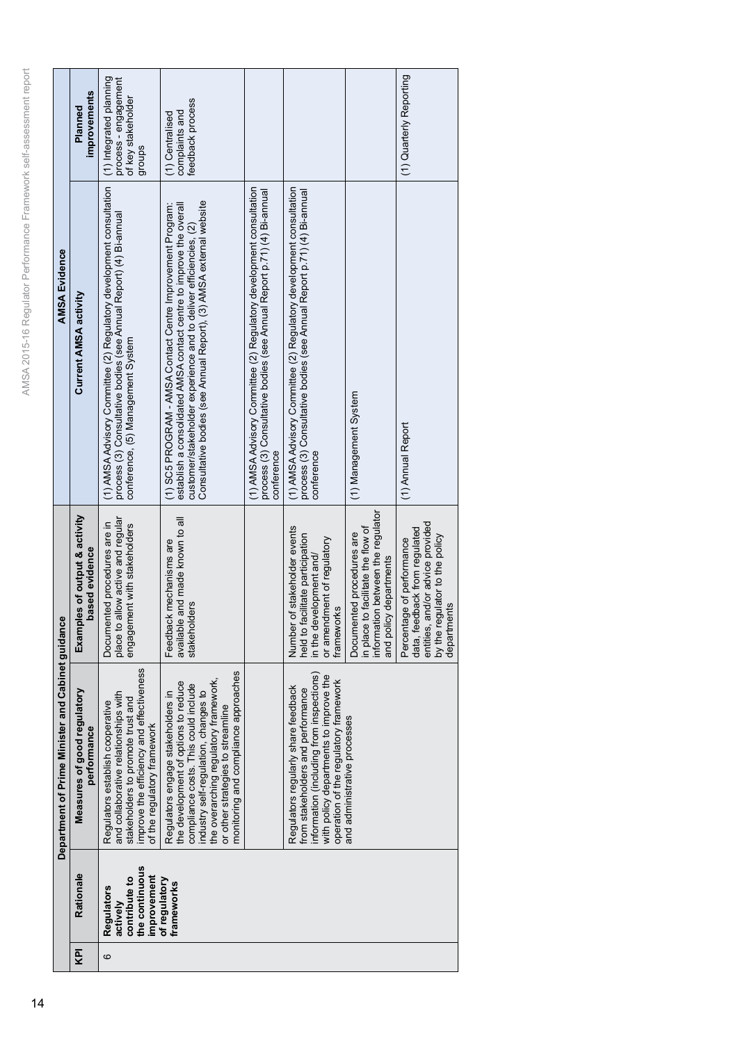| KPI | Rationale | Department of Prime Minister and Cabinet guidance | | AMSA Evidence | |
|---|---|---|---|---|---|
| | | Measures of good regulatory performance | Examples of output & activity based evidence | Current AMSA activity | Planned improvements |
| 6 | **Regulators actively contribute to the continuous improvement of regulatory frameworks** | Regulators establish cooperative and collaborative relationships with stakeholders to promote trust and improve the efficiency and effectiveness of the regulatory framework | Documented procedures are in place to allow active and regular engagement with stakeholders | (1) AMSA Advisory Committee (2) Regulatory development consultation process (3) Consultative bodies (see Annual Report) (4) Bi-annual conference, (5) Management System | (1) Integrated planning process - engagement of key stakeholder groups |
| | | Regulators engage stakeholders in the development of options to reduce compliance costs. This could include industry self-regulation, changes to the overarching regulatory framework, or other strategies to streamline monitoring and compliance approaches | Feedback mechanisms are available and made known to all stakeholders | (1) SC5 PROGRAM - AMSA Contact Centre Improvement Program: establish a consolidated AMSA contact centre to improve the overall customer/stakeholder experience and to deliver efficiencies, (2) Consultative bodies (see Annual Report), (3) AMSA external website | (1) Centralised complaints and feedback process |
| | | | | (1) AMSA Advisory Committee (2) Regulatory development consultation process (3) Consultative bodies (see Annual Report p.71) (4) Bi-annual conference | |
| | | Regulators regularly share feedback from stakeholders and performance information (including from inspections) with policy departments to improve the operation of the regulatory framework and administrative processes | Number of stakeholder events held to facilitate participation in the development and/ or amendment of regulatory frameworks | (1) AMSA Advisory Committee (2) Regulatory development consultation process (3) Consultative bodies (see Annual Report p.71) (4) Bi-annual conference | |
| | | | Documented procedures are in place to facilitate the flow of information between the regulator and policy departments | (1) Management System | |
| | | | Percentage of performance data, feedback from regulated entities, and/or advice provided by the regulator to the policy departments | (1) Annual Report | (1) Quarterly Reporting |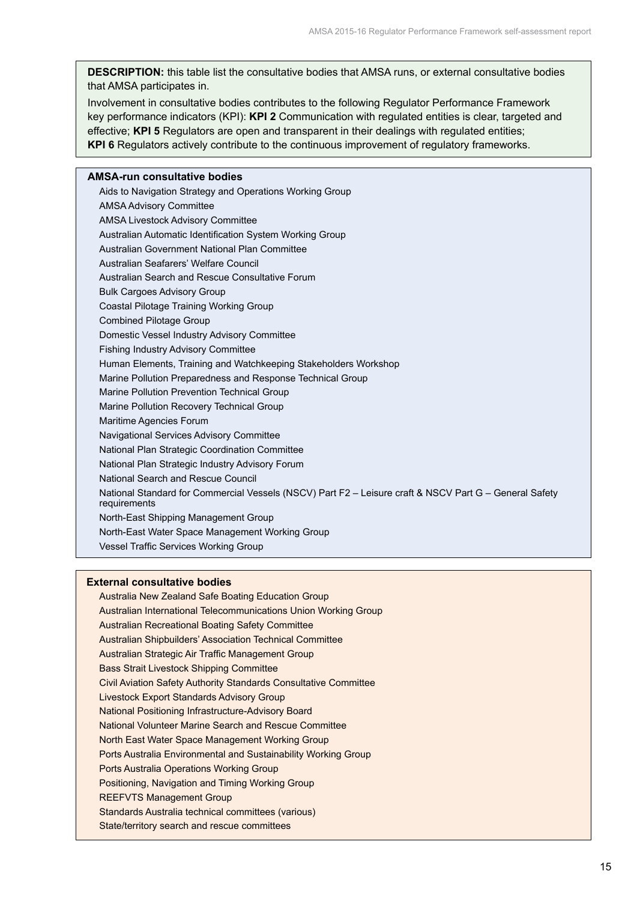**DESCRIPTION:** this table list the consultative bodies that AMSA runs, or external consultative bodies that AMSA participates in.

Involvement in consultative bodies contributes to the following Regulator Performance Framework key performance indicators (KPI): **KPI 2** Communication with regulated entities is clear, targeted and effective; **KPI 5** Regulators are open and transparent in their dealings with regulated entities; **KPI 6** Regulators actively contribute to the continuous improvement of regulatory frameworks.

**AMSA-run consultative bodies**

- Aids to Navigation Strategy and Operations Working Group
- AMSA Advisory Committee
- AMSA Livestock Advisory Committee
- Australian Automatic Identification System Working Group
- Australian Government National Plan Committee
- Australian Seafarers' Welfare Council
- Australian Search and Rescue Consultative Forum
- Bulk Cargoes Advisory Group
- Coastal Pilotage Training Working Group
- Combined Pilotage Group
- Domestic Vessel Industry Advisory Committee
- Fishing Industry Advisory Committee
- Human Elements, Training and Watchkeeping Stakeholders Workshop
- Marine Pollution Preparedness and Response Technical Group
- Marine Pollution Prevention Technical Group
- Marine Pollution Recovery Technical Group
- Maritime Agencies Forum
- Navigational Services Advisory Committee
- National Plan Strategic Coordination Committee
- National Plan Strategic Industry Advisory Forum
- National Search and Rescue Council
- National Standard for Commercial Vessels (NSCV) Part F2 – Leisure craft & NSCV Part G – General Safety requirements
- North-East Shipping Management Group
- North-East Water Space Management Working Group
- Vessel Traffic Services Working Group

**External consultative bodies**

- Australia New Zealand Safe Boating Education Group
- Australian International Telecommunications Union Working Group
- Australian Recreational Boating Safety Committee
- Australian Shipbuilders' Association Technical Committee
- Australian Strategic Air Traffic Management Group
- Bass Strait Livestock Shipping Committee
- Civil Aviation Safety Authority Standards Consultative Committee
- Livestock Export Standards Advisory Group
- National Positioning Infrastructure-Advisory Board
- National Volunteer Marine Search and Rescue Committee
- North East Water Space Management Working Group
- Ports Australia Environmental and Sustainability Working Group
- Ports Australia Operations Working Group
- Positioning, Navigation and Timing Working Group
- REEFVTS Management Group
- Standards Australia technical committees (various)
- State/territory search and rescue committees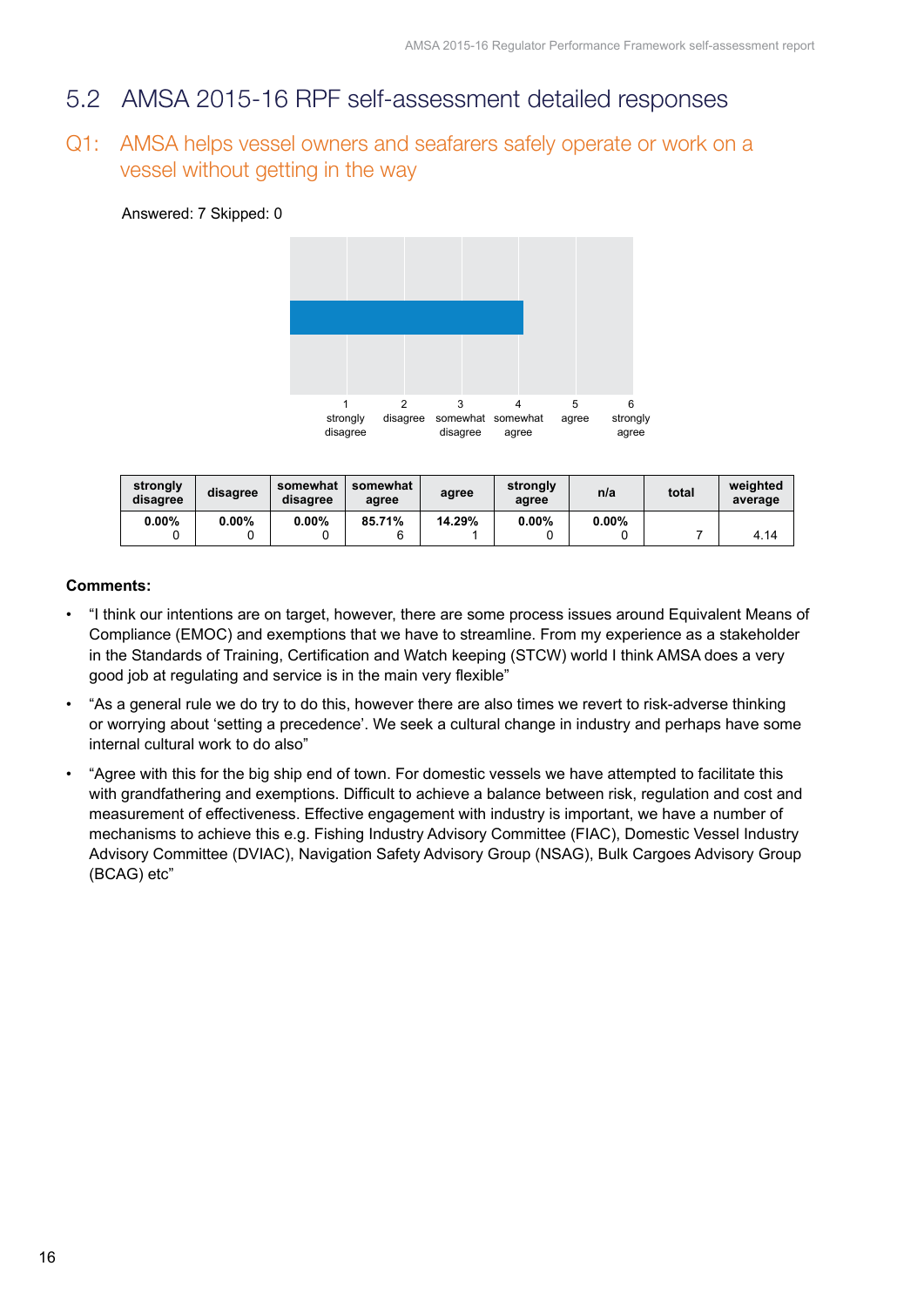## 5.2 AMSA 2015-16 RPF self-assessment detailed responses

### Q1: AMSA helps vessel owners and seafarers safely operate or work on a vessel without getting in the way

Answered: 7 Skipped: 0

1 strongly disagree
2 disagree
3 somewhat disagree
4 somewhat agree
5 agree
6 strongly agree

| strongly disagree | disagree | somewhat disagree | somewhat agree | agree | strongly agree | n/a | total | weighted average |
|---|---|---|---|---|---|---|---|---|
| **0.00%** 0 | **0.00%** 0 | **0.00%** 0 | **85.71%** 6 | **14.29%** 1 | **0.00%** 0 | **0.00%** 0 | 7 | 4.14 |

**Comments:**

- "I think our intentions are on target, however, there are some process issues around Equivalent Means of Compliance (EMOC) and exemptions that we have to streamline. From my experience as a stakeholder in the Standards of Training, Certification and Watch keeping (STCW) world I think AMSA does a very good job at regulating and service is in the main very flexible"
- "As a general rule we do try to do this, however there are also times we revert to risk-adverse thinking or worrying about 'setting a precedence'. We seek a cultural change in industry and perhaps have some internal cultural work to do also"
- "Agree with this for the big ship end of town. For domestic vessels we have attempted to facilitate this with grandfathering and exemptions. Difficult to achieve a balance between risk, regulation and cost and measurement of effectiveness. Effective engagement with industry is important, we have a number of mechanisms to achieve this e.g. Fishing Industry Advisory Committee (FIAC), Domestic Vessel Industry Advisory Committee (DVIAC), Navigation Safety Advisory Group (NSAG), Bulk Cargoes Advisory Group (BCAG) etc"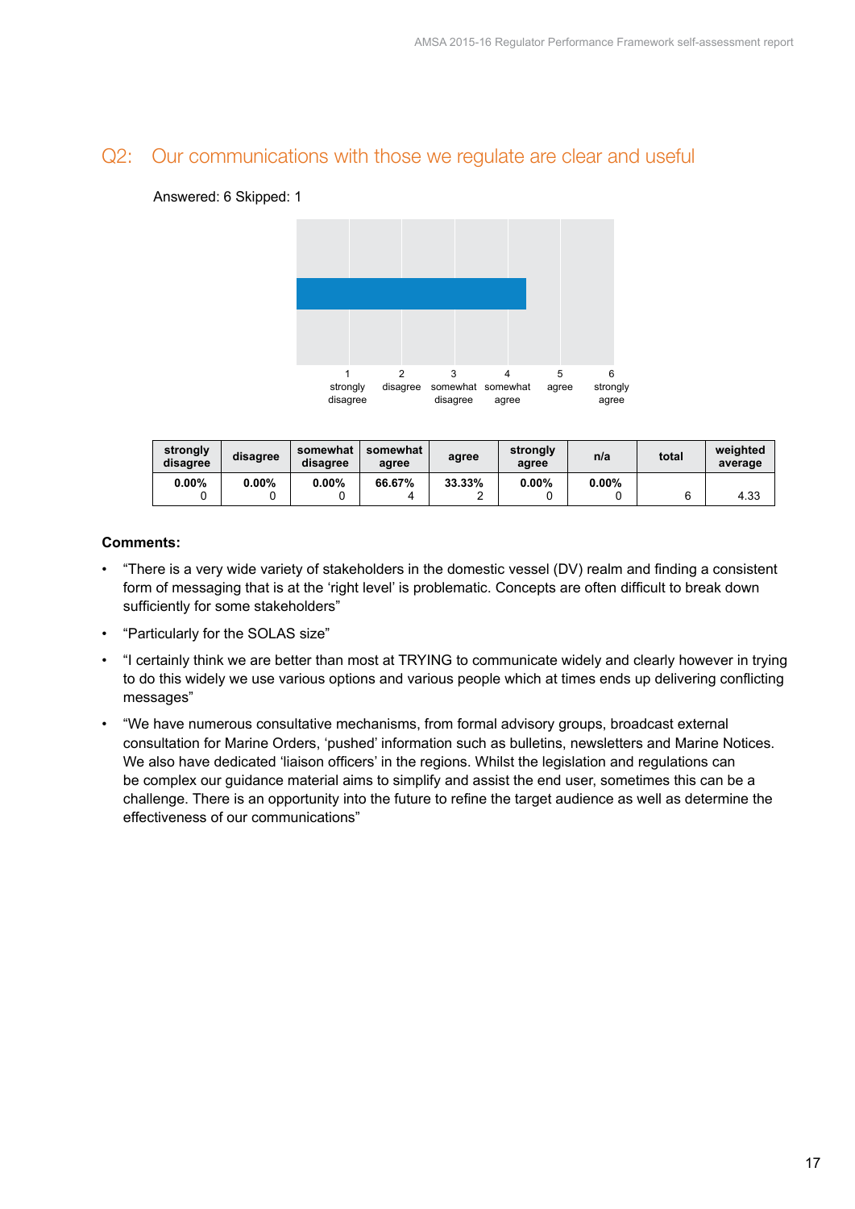## Q2: Our communications with those we regulate are clear and useful

Answered: 6 Skipped: 1

1 strongly disagree
2 disagree
3 somewhat disagree
4 somewhat agree
5 agree
6 strongly agree

| strongly disagree | disagree | somewhat disagree | somewhat agree | agree | strongly agree | n/a | total | weighted average |
|---|---|---|---|---|---|---|---|---|
| 0.00% 0 | 0.00% 0 | 0.00% 0 | 66.67% 4 | 33.33% 2 | 0.00% 0 | 0.00% 0 | 6 | 4.33 |

**Comments:**

- "There is a very wide variety of stakeholders in the domestic vessel (DV) realm and finding a consistent form of messaging that is at the 'right level' is problematic. Concepts are often difficult to break down sufficiently for some stakeholders"
- "Particularly for the SOLAS size"
- "I certainly think we are better than most at TRYING to communicate widely and clearly however in trying to do this widely we use various options and various people which at times ends up delivering conflicting messages"
- "We have numerous consultative mechanisms, from formal advisory groups, broadcast external consultation for Marine Orders, 'pushed' information such as bulletins, newsletters and Marine Notices. We also have dedicated 'liaison officers' in the regions. Whilst the legislation and regulations can be complex our guidance material aims to simplify and assist the end user, sometimes this can be a challenge. There is an opportunity into the future to refine the target audience as well as determine the effectiveness of our communications"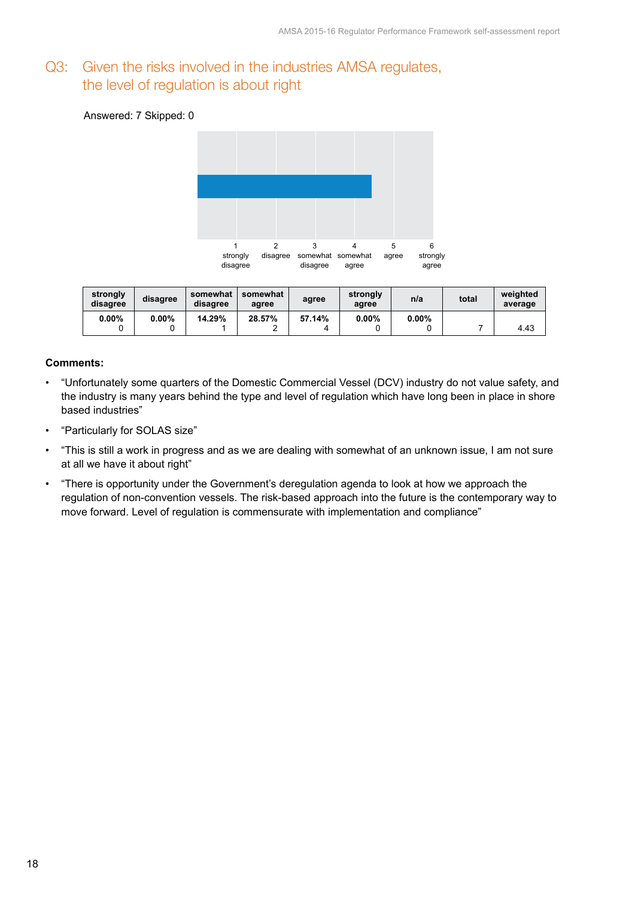## Q3: Given the risks involved in the industries AMSA regulates, the level of regulation is about right

Answered: 7 Skipped: 0

1 strongly disagree
2 disagree
3 somewhat disagree
4 somewhat agree
5 agree
6 strongly agree

| strongly disagree | disagree | somewhat disagree | somewhat agree | agree | strongly agree | n/a | total | weighted average |
|---|---|---|---|---|---|---|---|---|
| 0.00% 0 | 0.00% 0 | 14.29% 1 | 28.57% 2 | 57.14% 4 | 0.00% 0 | 0.00% 0 | 7 | 4.43 |

**Comments:**

- "Unfortunately some quarters of the Domestic Commercial Vessel (DCV) industry do not value safety, and the industry is many years behind the type and level of regulation which have long been in place in shore based industries"
- "Particularly for SOLAS size"
- "This is still a work in progress and as we are dealing with somewhat of an unknown issue, I am not sure at all we have it about right"
- "There is opportunity under the Government's deregulation agenda to look at how we approach the regulation of non-convention vessels. The risk-based approach into the future is the contemporary way to move forward. Level of regulation is commensurate with implementation and compliance"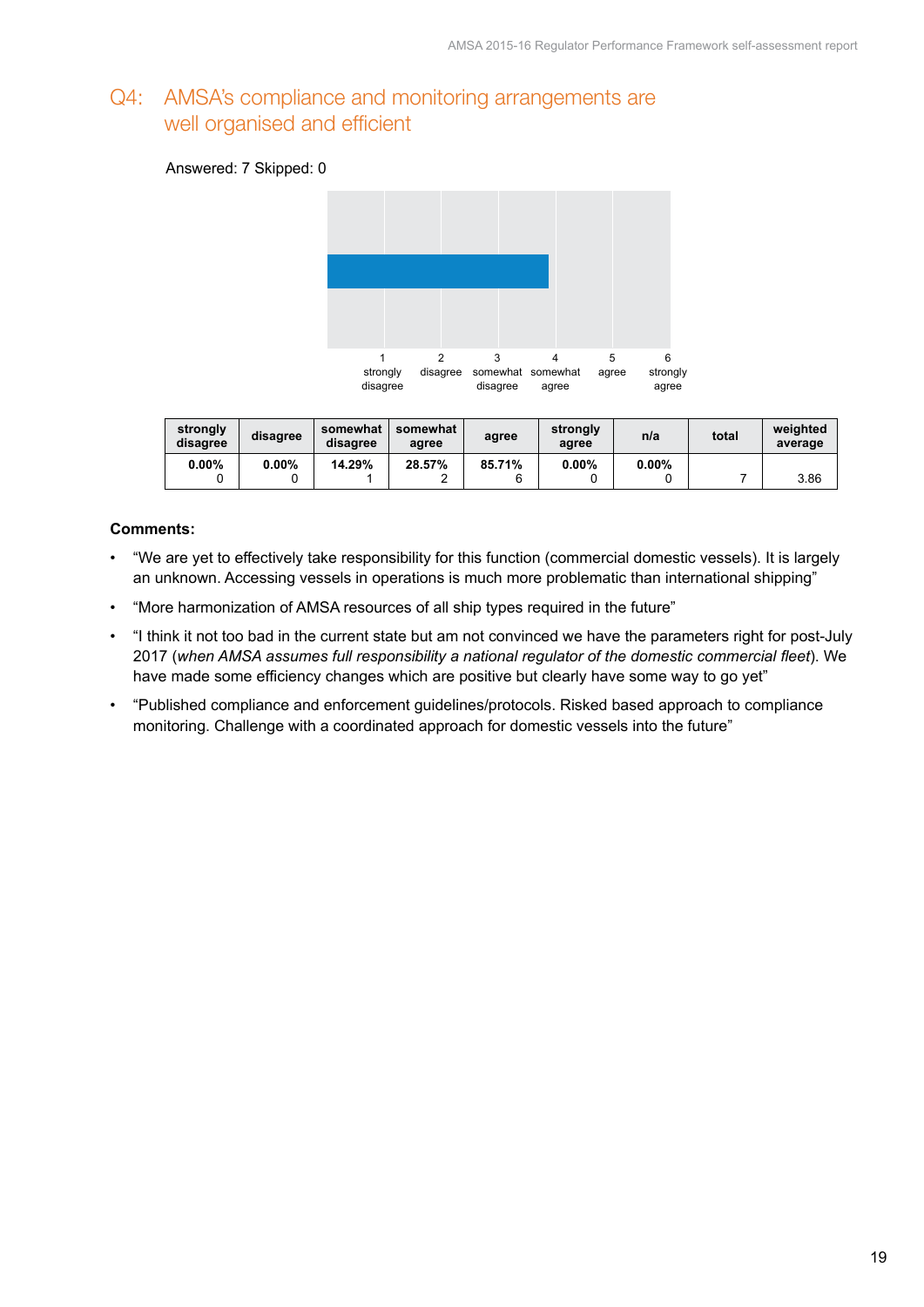## Q4: AMSA's compliance and monitoring arrangements are well organised and efficient

Answered: 7 Skipped: 0

1 strongly disagree
2 disagree
3 somewhat disagree
4 somewhat agree
5 agree
6 strongly agree

| strongly disagree | disagree | somewhat disagree | somewhat agree | agree | strongly agree | n/a | total | weighted average |
|---|---|---|---|---|---|---|---|---|
| 0.00% 0 | 0.00% 0 | 14.29% 1 | 28.57% 2 | 85.71% 6 | 0.00% 0 | 0.00% 0 | 7 | 3.86 |

**Comments:**

- "We are yet to effectively take responsibility for this function (commercial domestic vessels). It is largely an unknown. Accessing vessels in operations is much more problematic than international shipping"
- "More harmonization of AMSA resources of all ship types required in the future"
- "I think it not too bad in the current state but am not convinced we have the parameters right for post-July 2017 (*when AMSA assumes full responsibility a national regulator of the domestic commercial fleet*). We have made some efficiency changes which are positive but clearly have some way to go yet"
- "Published compliance and enforcement guidelines/protocols. Risked based approach to compliance monitoring. Challenge with a coordinated approach for domestic vessels into the future"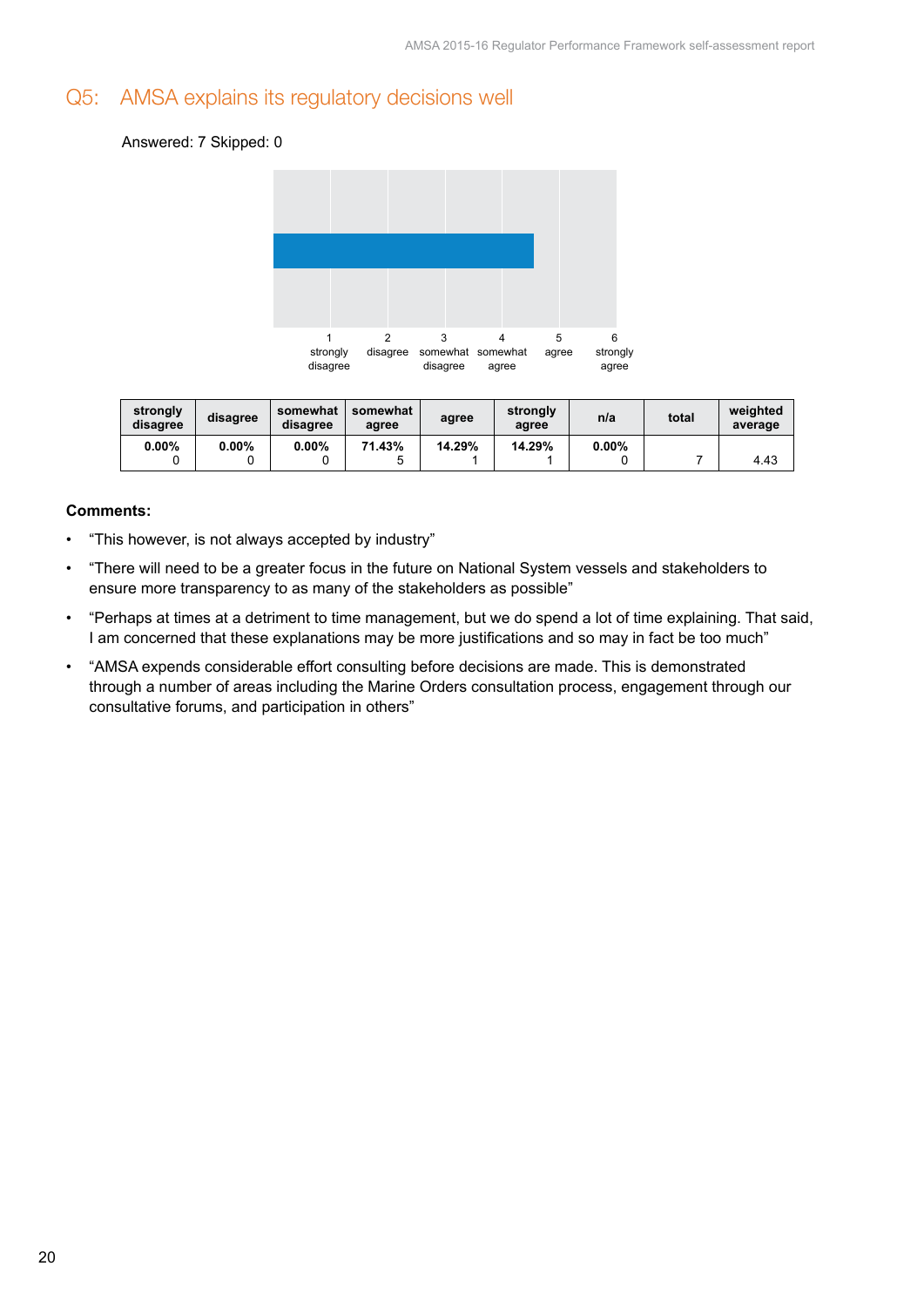## Q5: AMSA explains its regulatory decisions well

Answered: 7 Skipped: 0

1 strongly disagree
2 disagree
3 somewhat disagree
4 somewhat agree
5 agree
6 strongly agree

| strongly disagree | disagree | somewhat disagree | somewhat agree | agree | strongly agree | n/a | total | weighted average |
|---|---|---|---|---|---|---|---|---|
| 0.00% 0 | 0.00% 0 | 0.00% 0 | 71.43% 5 | 14.29% 1 | 14.29% 1 | 0.00% 0 | 7 | 4.43 |

**Comments:**

- "This however, is not always accepted by industry"
- "There will need to be a greater focus in the future on National System vessels and stakeholders to ensure more transparency to as many of the stakeholders as possible"
- "Perhaps at times at a detriment to time management, but we do spend a lot of time explaining. That said, I am concerned that these explanations may be more justifications and so may in fact be too much"
- "AMSA expends considerable effort consulting before decisions are made. This is demonstrated through a number of areas including the Marine Orders consultation process, engagement through our consultative forums, and participation in others"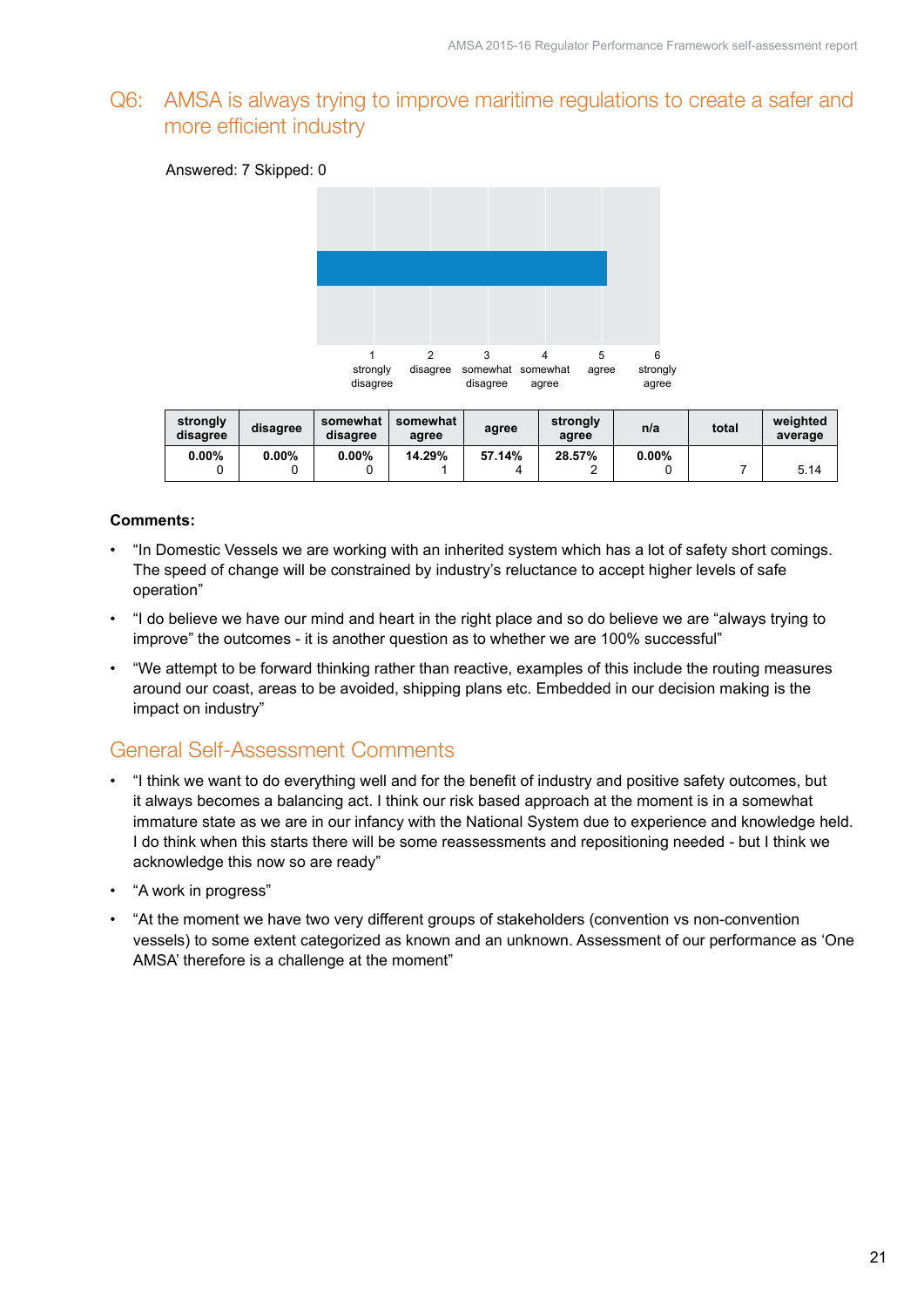## Q6: AMSA is always trying to improve maritime regulations to create a safer and more efficient industry

Answered: 7 Skipped: 0

1
strongly
disagree
2
disagree
3
somewhat
disagree
4
somewhat
agree
5
agree
6
strongly
agree

| strongly disagree | disagree | somewhat disagree | somewhat agree | agree | strongly agree | n/a | total | weighted average |
|---|---|---|---|---|---|---|---|---|
| 0.00% 0 | 0.00% 0 | 0.00% 0 | 14.29% 1 | 57.14% 4 | 28.57% 2 | 0.00% 0 | 7 | 5.14 |

**Comments:**

- "In Domestic Vessels we are working with an inherited system which has a lot of safety short comings. The speed of change will be constrained by industry's reluctance to accept higher levels of safe operation"
- "I do believe we have our mind and heart in the right place and so do believe we are "always trying to improve" the outcomes - it is another question as to whether we are 100% successful"
- "We attempt to be forward thinking rather than reactive, examples of this include the routing measures around our coast, areas to be avoided, shipping plans etc. Embedded in our decision making is the impact on industry"

## General Self-Assessment Comments

- "I think we want to do everything well and for the benefit of industry and positive safety outcomes, but it always becomes a balancing act. I think our risk based approach at the moment is in a somewhat immature state as we are in our infancy with the National System due to experience and knowledge held. I do think when this starts there will be some reassessments and repositioning needed - but I think we acknowledge this now so are ready"
- "A work in progress"
- "At the moment we have two very different groups of stakeholders (convention vs non-convention vessels) to some extent categorized as known and an unknown. Assessment of our performance as 'One AMSA' therefore is a challenge at the moment"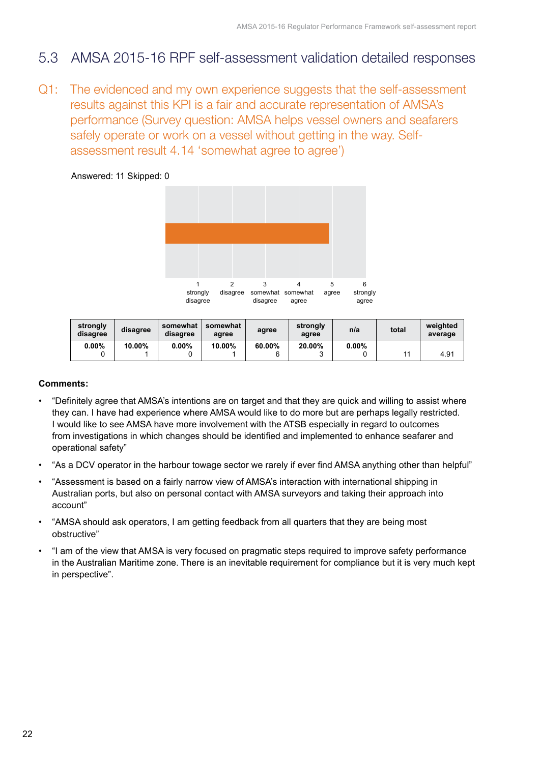## 5.3 AMSA 2015-16 RPF self-assessment validation detailed responses

### Q1: The evidenced and my own experience suggests that the self-assessment results against this KPI is a fair and accurate representation of AMSA's performance (Survey question: AMSA helps vessel owners and seafarers safely operate or work on a vessel without getting in the way. Self-assessment result 4.14 'somewhat agree to agree')

Answered: 11 Skipped: 0

1 strongly disagree
2 disagree
3 somewhat disagree
4 somewhat agree
5 agree
6 strongly agree

| strongly disagree | disagree | somewhat disagree | somewhat agree | agree | strongly agree | n/a | total | weighted average |
|---|---|---|---|---|---|---|---|---|
| 0.00% 0 | 10.00% 1 | 0.00% 0 | 10.00% 1 | 60.00% 6 | 20.00% 3 | 0.00% 0 | 11 | 4.91 |

**Comments:**

- "Definitely agree that AMSA's intentions are on target and that they are quick and willing to assist where they can. I have had experience where AMSA would like to do more but are perhaps legally restricted. I would like to see AMSA have more involvement with the ATSB especially in regard to outcomes from investigations in which changes should be identified and implemented to enhance seafarer and operational safety"
- "As a DCV operator in the harbour towage sector we rarely if ever find AMSA anything other than helpful"
- "Assessment is based on a fairly narrow view of AMSA's interaction with international shipping in Australian ports, but also on personal contact with AMSA surveyors and taking their approach into account"
- "AMSA should ask operators, I am getting feedback from all quarters that they are being most obstructive"
- "I am of the view that AMSA is very focused on pragmatic steps required to improve safety performance in the Australian Maritime zone. There is an inevitable requirement for compliance but it is very much kept in perspective".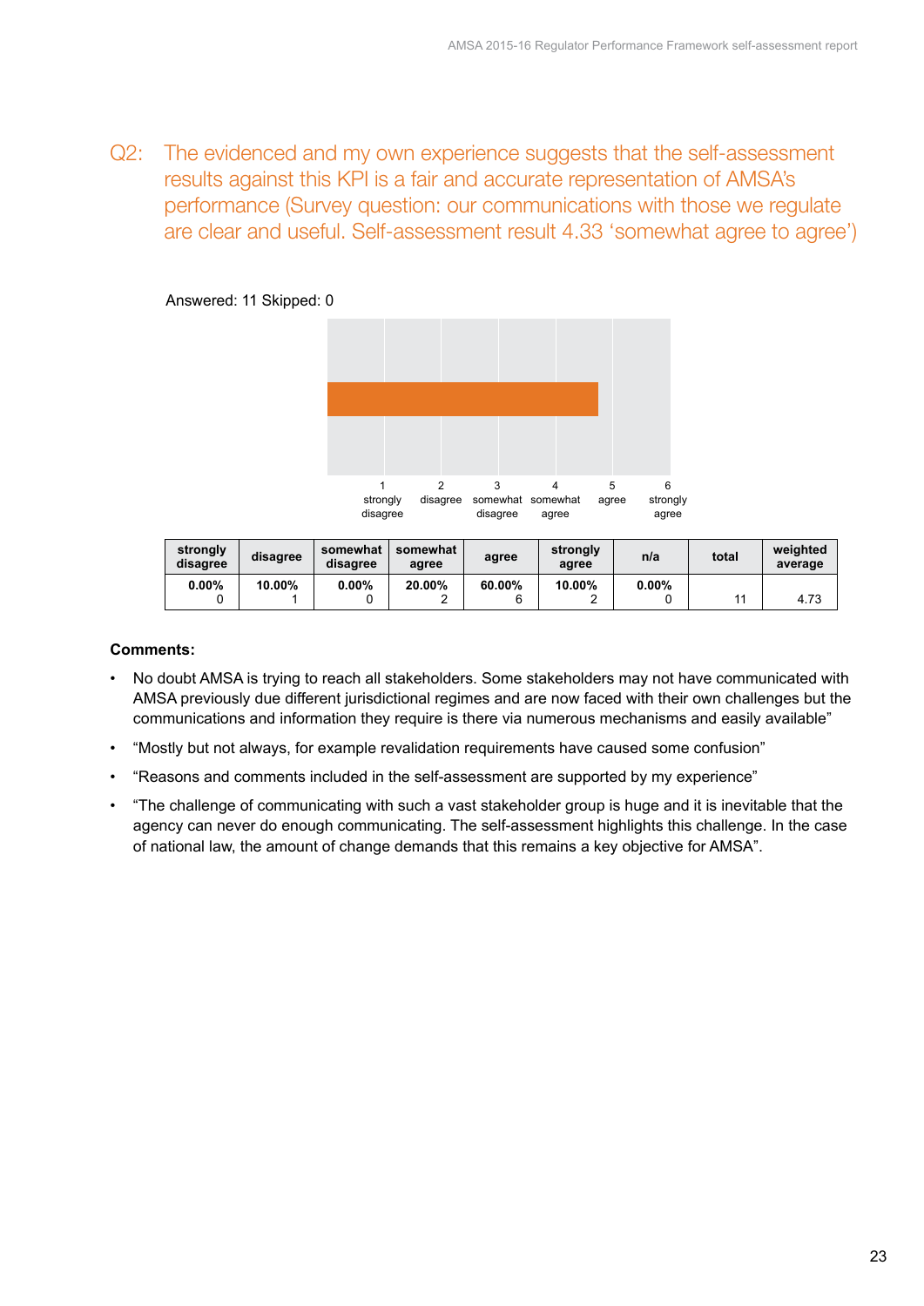## Q2: The evidenced and my own experience suggests that the self-assessment results against this KPI is a fair and accurate representation of AMSA's performance (Survey question: our communications with those we regulate are clear and useful. Self-assessment result 4.33 'somewhat agree to agree')

Answered: 11 Skipped: 0

1 strongly disagree
2 disagree
3 somewhat disagree
4 somewhat agree
5 agree
6 strongly agree

| strongly disagree | disagree | somewhat disagree | somewhat agree | agree | strongly agree | n/a | total | weighted average |
|---|---|---|---|---|---|---|---|---|
| 0.00% 0 | 10.00% 1 | 0.00% 0 | 20.00% 2 | 60.00% 6 | 10.00% 2 | 0.00% 0 | 11 | 4.73 |

**Comments:**

- No doubt AMSA is trying to reach all stakeholders. Some stakeholders may not have communicated with AMSA previously due different jurisdictional regimes and are now faced with their own challenges but the communications and information they require is there via numerous mechanisms and easily available"
- "Mostly but not always, for example revalidation requirements have caused some confusion"
- "Reasons and comments included in the self-assessment are supported by my experience"
- "The challenge of communicating with such a vast stakeholder group is huge and it is inevitable that the agency can never do enough communicating. The self-assessment highlights this challenge. In the case of national law, the amount of change demands that this remains a key objective for AMSA".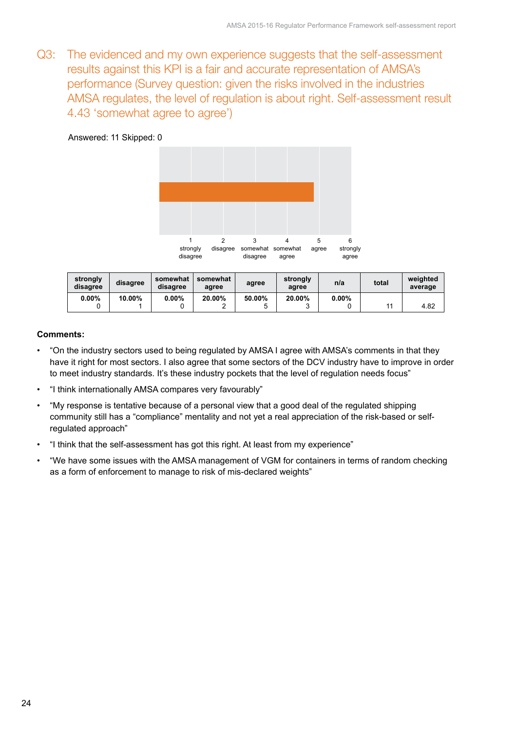## Q3: The evidenced and my own experience suggests that the self-assessment results against this KPI is a fair and accurate representation of AMSA's performance (Survey question: given the risks involved in the industries AMSA regulates, the level of regulation is about right. Self-assessment result 4.43 'somewhat agree to agree')

Answered: 11 Skipped: 0

1 strongly disagree
2 disagree
3 somewhat disagree
4 somewhat agree
5 agree
6 strongly agree

| strongly disagree | disagree | somewhat disagree | somewhat agree | agree | strongly agree | n/a | total | weighted average |
|---|---|---|---|---|---|---|---|---|
| 0.00% 0 | 10.00% 1 | 0.00% 0 | 20.00% 2 | 50.00% 5 | 20.00% 3 | 0.00% 0 | 11 | 4.82 |

**Comments:**

- "On the industry sectors used to being regulated by AMSA I agree with AMSA's comments in that they have it right for most sectors. I also agree that some sectors of the DCV industry have to improve in order to meet industry standards. It's these industry pockets that the level of regulation needs focus"
- "I think internationally AMSA compares very favourably"
- "My response is tentative because of a personal view that a good deal of the regulated shipping community still has a "compliance" mentality and not yet a real appreciation of the risk-based or self-regulated approach"
- "I think that the self-assessment has got this right. At least from my experience"
- "We have some issues with the AMSA management of VGM for containers in terms of random checking as a form of enforcement to manage to risk of mis-declared weights"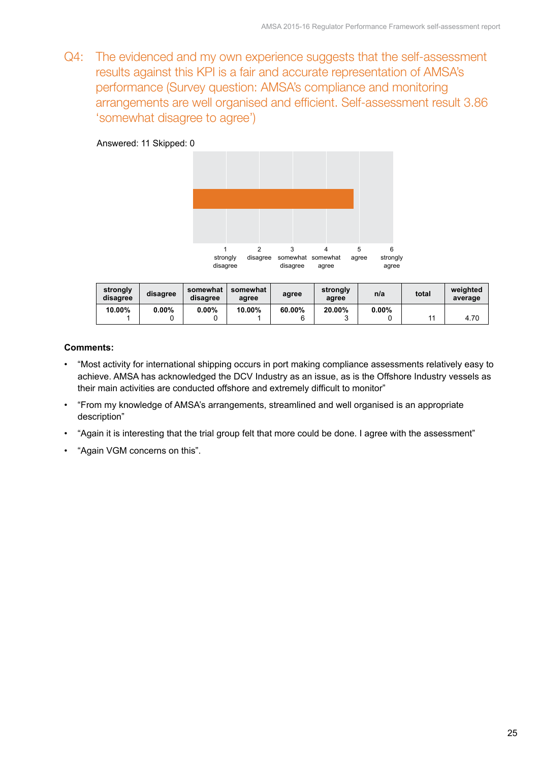## Q4: The evidenced and my own experience suggests that the self-assessment results against this KPI is a fair and accurate representation of AMSA's performance (Survey question: AMSA's compliance and monitoring arrangements are well organised and efficient. Self-assessment result 3.86 'somewhat disagree to agree')

Answered: 11 Skipped: 0

1 strongly disagree
2 disagree
3 somewhat disagree
4 somewhat agree
5 agree
6 strongly agree

| strongly disagree | disagree | somewhat disagree | somewhat agree | agree | strongly agree | n/a | total | weighted average |
|---|---|---|---|---|---|---|---|---|
| 10.00% 1 | 0.00% 0 | 0.00% 0 | 10.00% 1 | 60.00% 6 | 20.00% 3 | 0.00% 0 | 11 | 4.70 |

**Comments:**

- "Most activity for international shipping occurs in port making compliance assessments relatively easy to achieve. AMSA has acknowledged the DCV Industry as an issue, as is the Offshore Industry vessels as their main activities are conducted offshore and extremely difficult to monitor"
- "From my knowledge of AMSA's arrangements, streamlined and well organised is an appropriate description"
- "Again it is interesting that the trial group felt that more could be done. I agree with the assessment"
- "Again VGM concerns on this".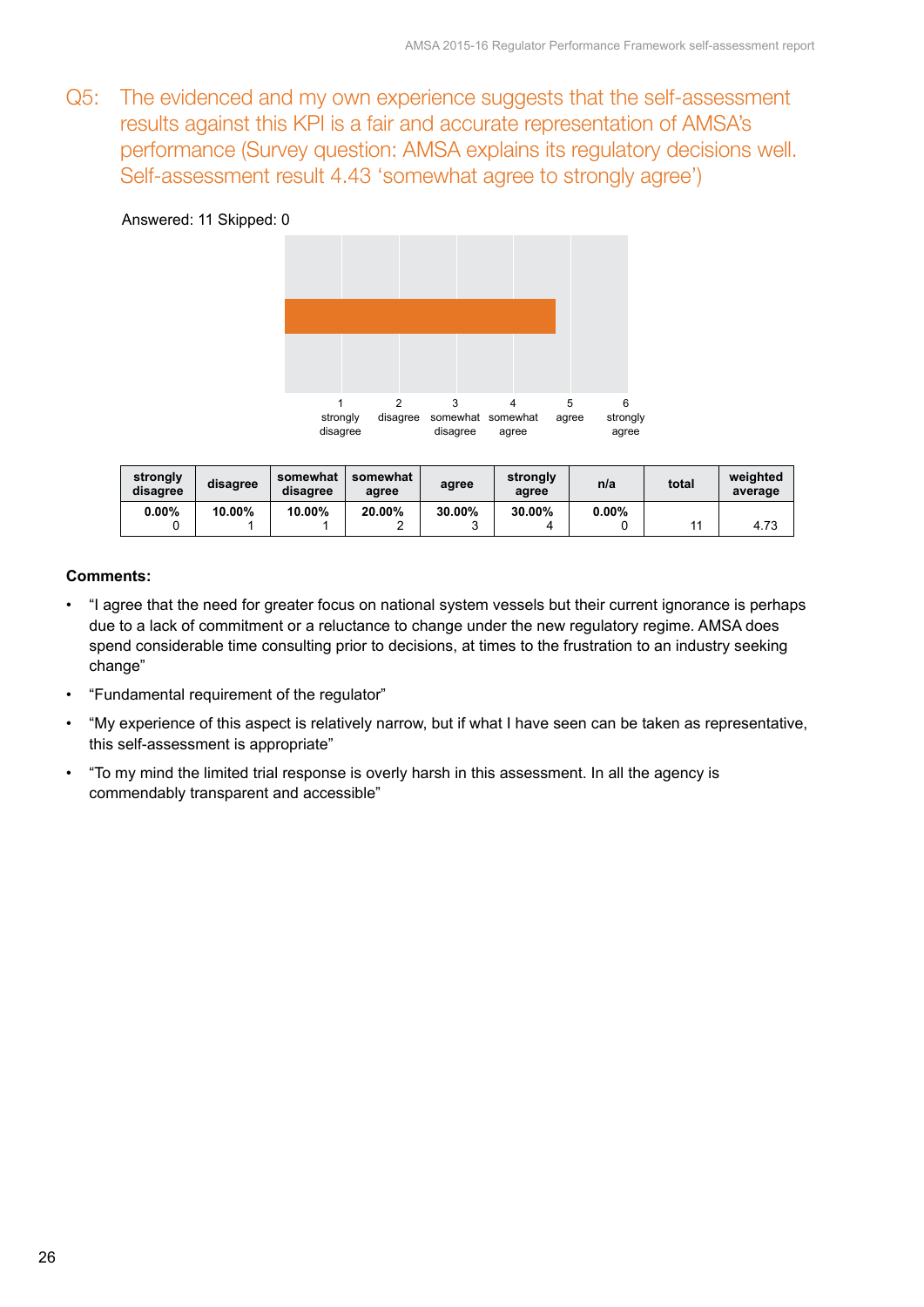## Q5: The evidenced and my own experience suggests that the self-assessment results against this KPI is a fair and accurate representation of AMSA's performance (Survey question: AMSA explains its regulatory decisions well. Self-assessment result 4.43 'somewhat agree to strongly agree')

Answered: 11 Skipped: 0

1 strongly disagree
2 disagree
3 somewhat disagree
4 somewhat agree
5 agree
6 strongly agree

| strongly disagree | disagree | somewhat disagree | somewhat agree | agree | strongly agree | n/a | total | weighted average |
|---|---|---|---|---|---|---|---|---|
| 0.00% 0 | 10.00% 1 | 10.00% 1 | 20.00% 2 | 30.00% 3 | 30.00% 4 | 0.00% 0 | 11 | 4.73 |

**Comments:**

- "I agree that the need for greater focus on national system vessels but their current ignorance is perhaps due to a lack of commitment or a reluctance to change under the new regulatory regime. AMSA does spend considerable time consulting prior to decisions, at times to the frustration to an industry seeking change"
- "Fundamental requirement of the regulator"
- "My experience of this aspect is relatively narrow, but if what I have seen can be taken as representative, this self-assessment is appropriate"
- "To my mind the limited trial response is overly harsh in this assessment. In all the agency is commendably transparent and accessible"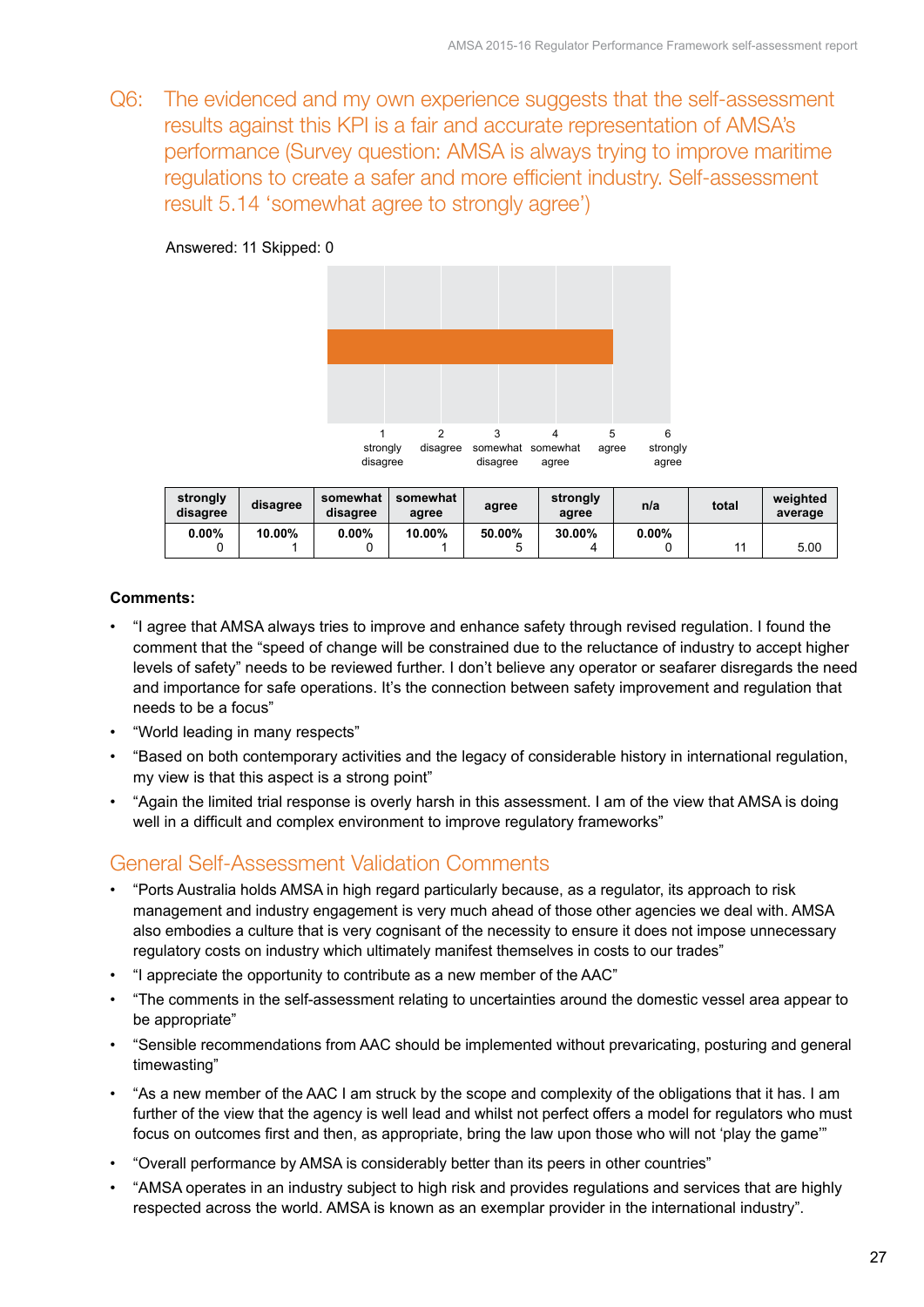## Q6: The evidenced and my own experience suggests that the self-assessment results against this KPI is a fair and accurate representation of AMSA's performance (Survey question: AMSA is always trying to improve maritime regulations to create a safer and more efficient industry. Self-assessment result 5.14 'somewhat agree to strongly agree')

Answered: 11 Skipped: 0

1 strongly disagree
2 disagree
3 somewhat disagree
4 somewhat agree
5 agree
6 strongly agree

| strongly disagree | disagree | somewhat disagree | somewhat agree | agree | strongly agree | n/a | total | weighted average |
|---|---|---|---|---|---|---|---|---|
| 0.00% 0 | 10.00% 1 | 0.00% 0 | 10.00% 1 | 50.00% 5 | 30.00% 4 | 0.00% 0 | 11 | 5.00 |

**Comments:**

- "I agree that AMSA always tries to improve and enhance safety through revised regulation. I found the comment that the "speed of change will be constrained due to the reluctance of industry to accept higher levels of safety" needs to be reviewed further. I don't believe any operator or seafarer disregards the need and importance for safe operations. It's the connection between safety improvement and regulation that needs to be a focus"
- "World leading in many respects"
- "Based on both contemporary activities and the legacy of considerable history in international regulation, my view is that this aspect is a strong point"
- "Again the limited trial response is overly harsh in this assessment. I am of the view that AMSA is doing well in a difficult and complex environment to improve regulatory frameworks"

## General Self-Assessment Validation Comments

- "Ports Australia holds AMSA in high regard particularly because, as a regulator, its approach to risk management and industry engagement is very much ahead of those other agencies we deal with. AMSA also embodies a culture that is very cognisant of the necessity to ensure it does not impose unnecessary regulatory costs on industry which ultimately manifest themselves in costs to our trades"
- "I appreciate the opportunity to contribute as a new member of the AAC"
- "The comments in the self-assessment relating to uncertainties around the domestic vessel area appear to be appropriate"
- "Sensible recommendations from AAC should be implemented without prevaricating, posturing and general timewasting"
- "As a new member of the AAC I am struck by the scope and complexity of the obligations that it has. I am further of the view that the agency is well lead and whilst not perfect offers a model for regulators who must focus on outcomes first and then, as appropriate, bring the law upon those who will not 'play the game'"
- "Overall performance by AMSA is considerably better than its peers in other countries"
- "AMSA operates in an industry subject to high risk and provides regulations and services that are highly respected across the world. AMSA is known as an exemplar provider in the international industry".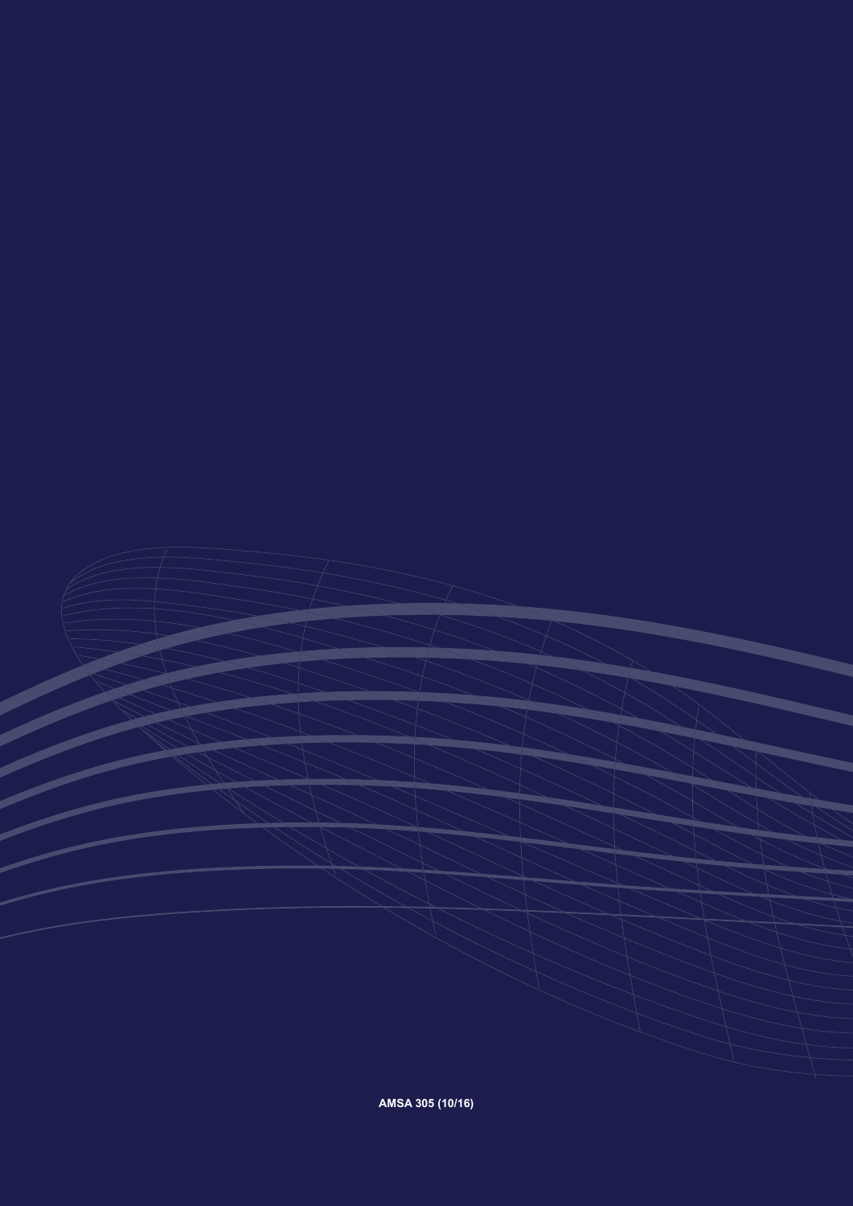AMSA 305 (10/16)